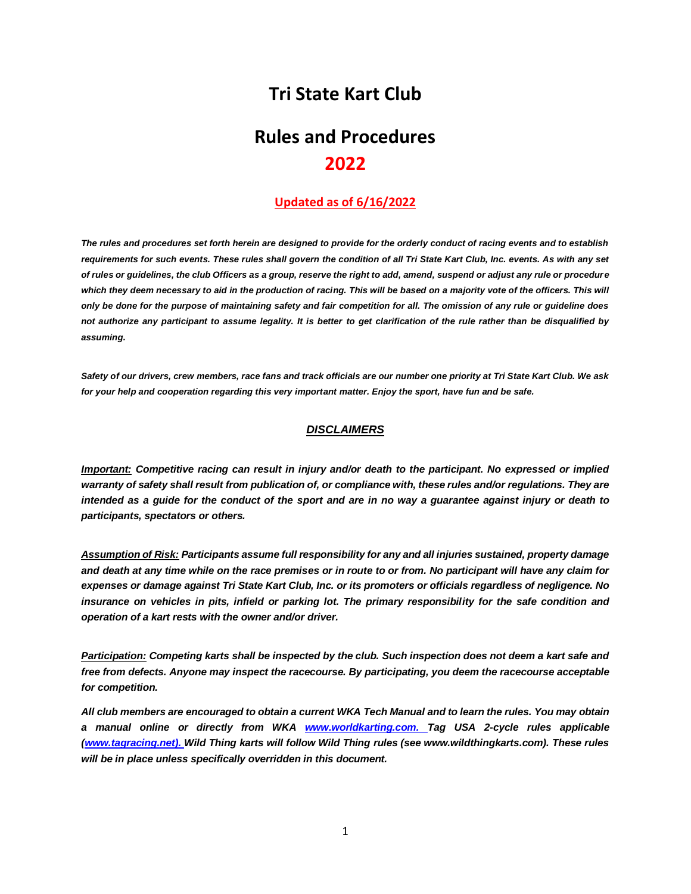# Tri State Kart Club

# Rules and Procedures

# 2022

## Updated as of 6/16/2022

***The rules and procedures set forth herein are designed to provide for the orderly conduct of racing events and to establish requirements for such events. These rules shall govern the condition of all Tri State Kart Club, Inc. events. As with any set of rules or guidelines, the club Officers as a group, reserve the right to add, amend, suspend or adjust any rule or procedure which they deem necessary to aid in the production of racing. This will be based on a majority vote of the officers. This will only be done for the purpose of maintaining safety and fair competition for all. The omission of any rule or guideline does not authorize any participant to assume legality. It is better to get clarification of the rule rather than be disqualified by assuming.***

***Safety of our drivers, crew members, race fans and track officials are our number one priority at Tri State Kart Club. We ask for your help and cooperation regarding this very important matter. Enjoy the sport, have fun and be safe.***

## *DISCLAIMERS*

***Important:* Competitive racing can result in injury and/or death to the participant. No expressed or implied warranty of safety shall result from publication of, or compliance with, these rules and/or regulations. They are intended as a guide for the conduct of the sport and are in no way a guarantee against injury or death to participants, spectators or others.**

***Assumption of Risk:* Participants assume full responsibility for any and all injuries sustained, property damage and death at any time while on the race premises or in route to or from. No participant will have any claim for expenses or damage against Tri State Kart Club, Inc. or its promoters or officials regardless of negligence. No insurance on vehicles in pits, infield or parking lot. The primary responsibility for the safe condition and operation of a kart rests with the owner and/or driver.**

***Participation:* Competing karts shall be inspected by the club. Such inspection does not deem a kart safe and free from defects. Anyone may inspect the racecourse. By participating, you deem the racecourse acceptable for competition.**

***All club members are encouraged to obtain a current WKA Tech Manual and to learn the rules. You may obtain a manual online or directly from WKA www.worldkarting.com. Tag USA 2-cycle rules applicable (www.tagracing.net). Wild Thing karts will follow Wild Thing rules (see www.wildthingkarts.com). These rules will be in place unless specifically overridden in this document.***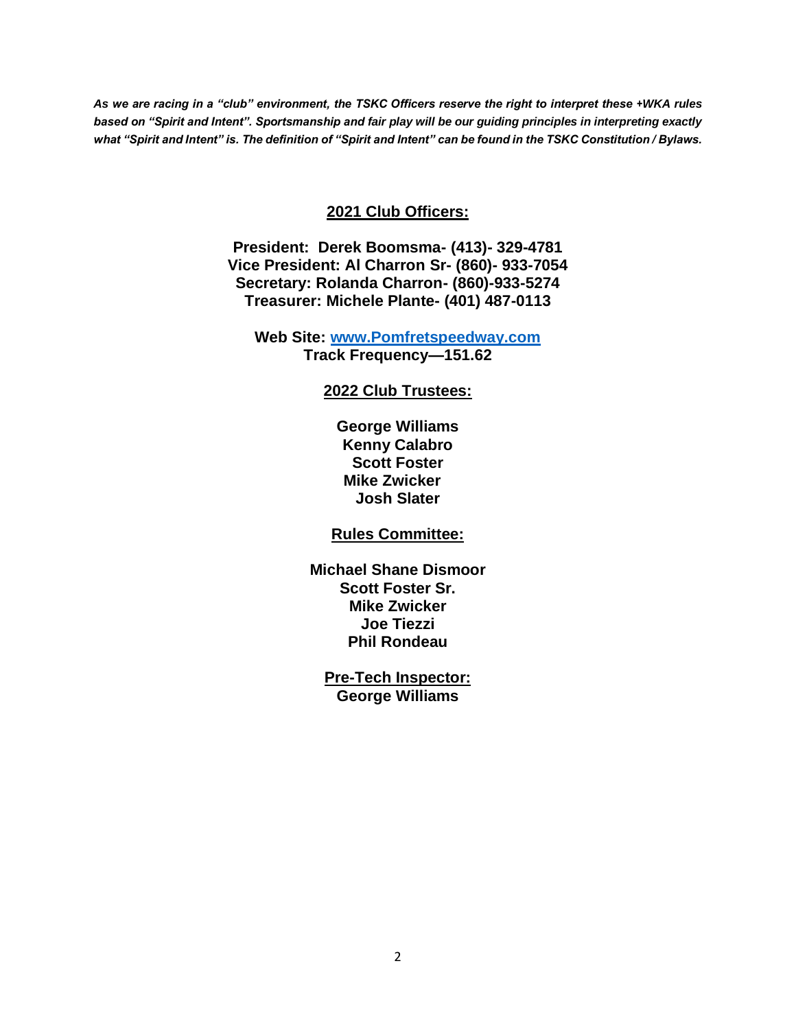*As we are racing in a "club" environment, the TSKC Officers reserve the right to interpret these +WKA rules based on "Spirit and Intent". Sportsmanship and fair play will be our guiding principles in interpreting exactly what "Spirit and Intent" is. The definition of "Spirit and Intent" can be found in the TSKC Constitution / Bylaws.*

## 2021 Club Officers:

**President: Derek Boomsma- (413)- 329-4781**
**Vice President: Al Charron Sr- (860)- 933-7054**
**Secretary: Rolanda Charron- (860)-933-5274**
**Treasurer: Michele Plante- (401) 487-0113**

**Web Site: [www.Pomfretspeedway.com](http://www.Pomfretspeedway.com)**
**Track Frequency—151.62**

## 2022 Club Trustees:

**George Williams**
**Kenny Calabro**
**Scott Foster**
**Mike Zwicker**
**Josh Slater**

## Rules Committee:

**Michael Shane Dismoor**
**Scott Foster Sr.**
**Mike Zwicker**
**Joe Tiezzi**
**Phil Rondeau**

## Pre-Tech Inspector:

**George Williams**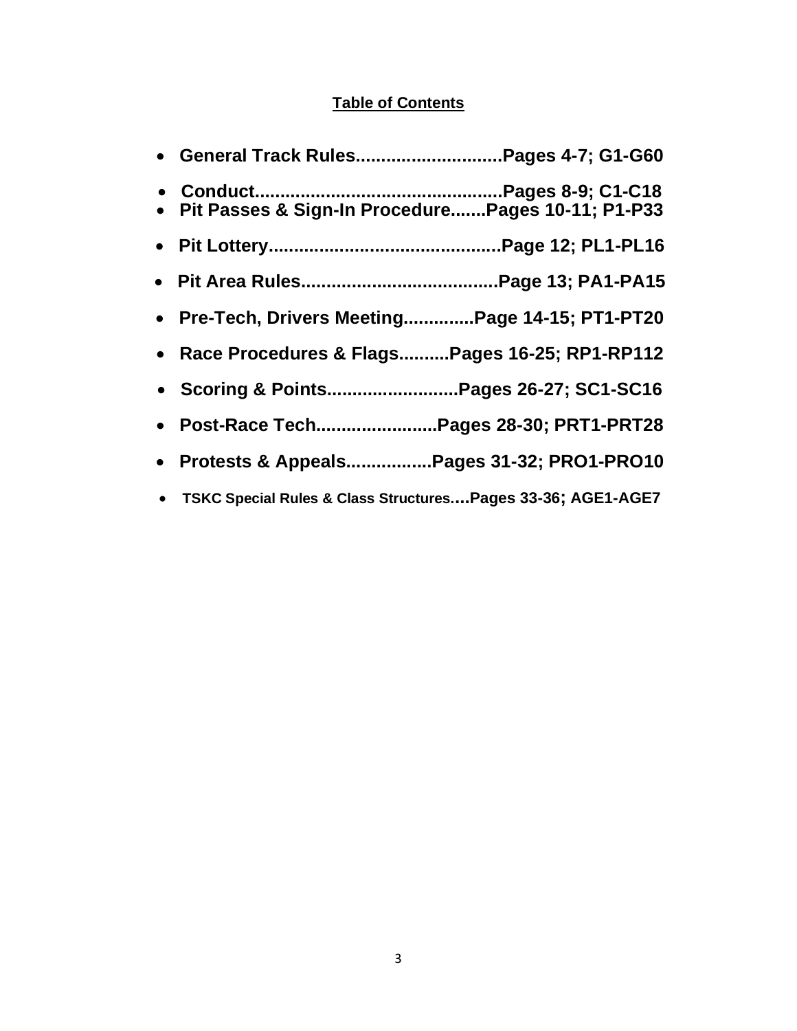# Table of Contents

- **General Track Rules............................Pages 4-7; G1-G60**
- **Conduct................................................Pages 8-9; C1-C18**
- **Pit Passes & Sign-In Procedure.......Pages 10-11; P1-P33**
- **Pit Lottery.............................................Page 12; PL1-PL16**
- **Pit Area Rules.......................................Page 13; PA1-PA15**
- **Pre-Tech, Drivers Meeting.............Page 14-15; PT1-PT20**
- **Race Procedures & Flags..........Pages 16-25; RP1-RP112**
- **Scoring & Points..........................Pages 26-27; SC1-SC16**
- **Post-Race Tech........................Pages 28-30; PRT1-PRT28**
- **Protests & Appeals.................Pages 31-32; PRO1-PRO10**
- **TSKC Special Rules & Class Structures....Pages 33-36; AGE1-AGE7**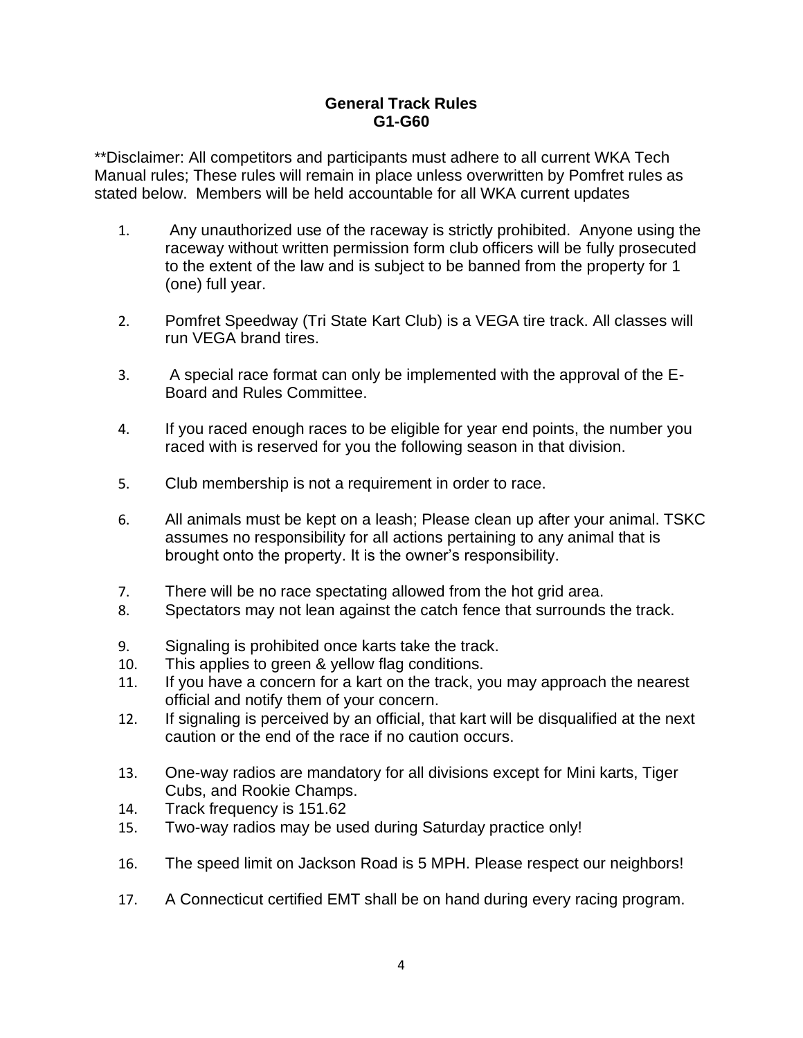### General Track Rules
### G1-G60

**Disclaimer: All competitors and participants must adhere to all current WKA Tech Manual rules; These rules will remain in place unless overwritten by Pomfret rules as stated below. Members will be held accountable for all WKA current updates

1. Any unauthorized use of the raceway is strictly prohibited. Anyone using the raceway without written permission form club officers will be fully prosecuted to the extent of the law and is subject to be banned from the property for 1 (one) full year.

2. Pomfret Speedway (Tri State Kart Club) is a VEGA tire track. All classes will run VEGA brand tires.

3. A special race format can only be implemented with the approval of the E-Board and Rules Committee.

4. If you raced enough races to be eligible for year end points, the number you raced with is reserved for you the following season in that division.

5. Club membership is not a requirement in order to race.

6. All animals must be kept on a leash; Please clean up after your animal. TSKC assumes no responsibility for all actions pertaining to any animal that is brought onto the property. It is the owner's responsibility.

7. There will be no race spectating allowed from the hot grid area.
8. Spectators may not lean against the catch fence that surrounds the track.

9. Signaling is prohibited once karts take the track.
10. This applies to green & yellow flag conditions.
11. If you have a concern for a kart on the track, you may approach the nearest official and notify them of your concern.
12. If signaling is perceived by an official, that kart will be disqualified at the next caution or the end of the race if no caution occurs.

13. One-way radios are mandatory for all divisions except for Mini karts, Tiger Cubs, and Rookie Champs.
14. Track frequency is 151.62
15. Two-way radios may be used during Saturday practice only!

16. The speed limit on Jackson Road is 5 MPH. Please respect our neighbors!

17. A Connecticut certified EMT shall be on hand during every racing program.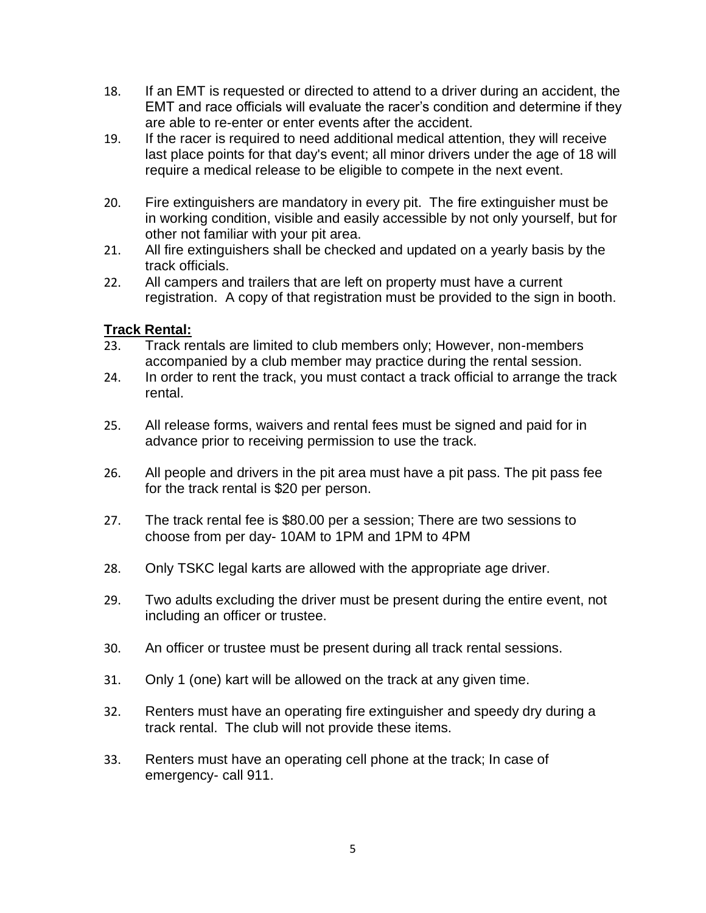18. If an EMT is requested or directed to attend to a driver during an accident, the EMT and race officials will evaluate the racer's condition and determine if they are able to re-enter or enter events after the accident.
19. If the racer is required to need additional medical attention, they will receive last place points for that day's event; all minor drivers under the age of 18 will require a medical release to be eligible to compete in the next event.
20. Fire extinguishers are mandatory in every pit. The fire extinguisher must be in working condition, visible and easily accessible by not only yourself, but for other not familiar with your pit area.
21. All fire extinguishers shall be checked and updated on a yearly basis by the track officials.
22. All campers and trailers that are left on property must have a current registration. A copy of that registration must be provided to the sign in booth.

**Track Rental:**

23. Track rentals are limited to club members only; However, non-members accompanied by a club member may practice during the rental session.
24. In order to rent the track, you must contact a track official to arrange the track rental.
25. All release forms, waivers and rental fees must be signed and paid for in advance prior to receiving permission to use the track.
26. All people and drivers in the pit area must have a pit pass. The pit pass fee for the track rental is $20 per person.
27. The track rental fee is $80.00 per a session; There are two sessions to choose from per day- 10AM to 1PM and 1PM to 4PM
28. Only TSKC legal karts are allowed with the appropriate age driver.
29. Two adults excluding the driver must be present during the entire event, not including an officer or trustee.
30. An officer or trustee must be present during all track rental sessions.
31. Only 1 (one) kart will be allowed on the track at any given time.
32. Renters must have an operating fire extinguisher and speedy dry during a track rental. The club will not provide these items.
33. Renters must have an operating cell phone at the track; In case of emergency- call 911.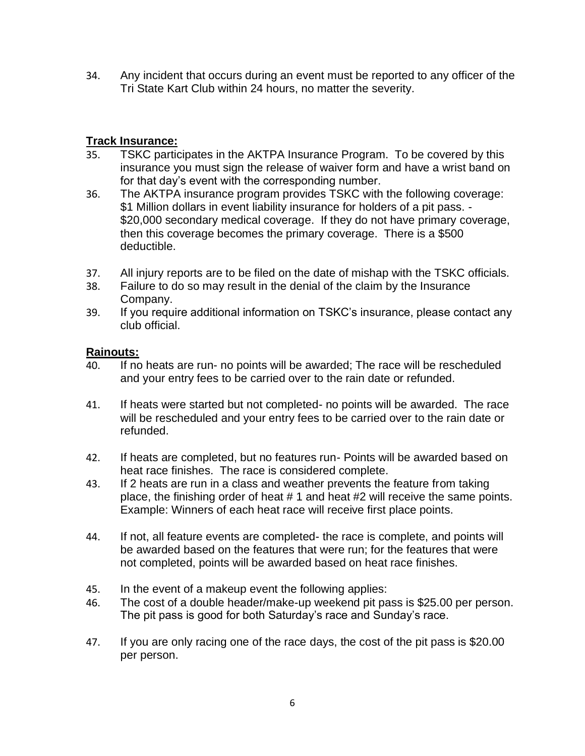34. Any incident that occurs during an event must be reported to any officer of the Tri State Kart Club within 24 hours, no matter the severity.

**Track Insurance:**

35. TSKC participates in the AKTPA Insurance Program. To be covered by this insurance you must sign the release of waiver form and have a wrist band on for that day's event with the corresponding number.
36. The AKTPA insurance program provides TSKC with the following coverage: $1 Million dollars in event liability insurance for holders of a pit pass. - $20,000 secondary medical coverage. If they do not have primary coverage, then this coverage becomes the primary coverage. There is a $500 deductible.
37. All injury reports are to be filed on the date of mishap with the TSKC officials.
38. Failure to do so may result in the denial of the claim by the Insurance Company.
39. If you require additional information on TSKC's insurance, please contact any club official.

**Rainouts:**

40. If no heats are run- no points will be awarded; The race will be rescheduled and your entry fees to be carried over to the rain date or refunded.
41. If heats were started but not completed- no points will be awarded. The race will be rescheduled and your entry fees to be carried over to the rain date or refunded.
42. If heats are completed, but no features run- Points will be awarded based on heat race finishes. The race is considered complete.
43. If 2 heats are run in a class and weather prevents the feature from taking place, the finishing order of heat # 1 and heat #2 will receive the same points. Example: Winners of each heat race will receive first place points.
44. If not, all feature events are completed- the race is complete, and points will be awarded based on the features that were run; for the features that were not completed, points will be awarded based on heat race finishes.
45. In the event of a makeup event the following applies:
46. The cost of a double header/make-up weekend pit pass is $25.00 per person. The pit pass is good for both Saturday's race and Sunday's race.
47. If you are only racing one of the race days, the cost of the pit pass is $20.00 per person.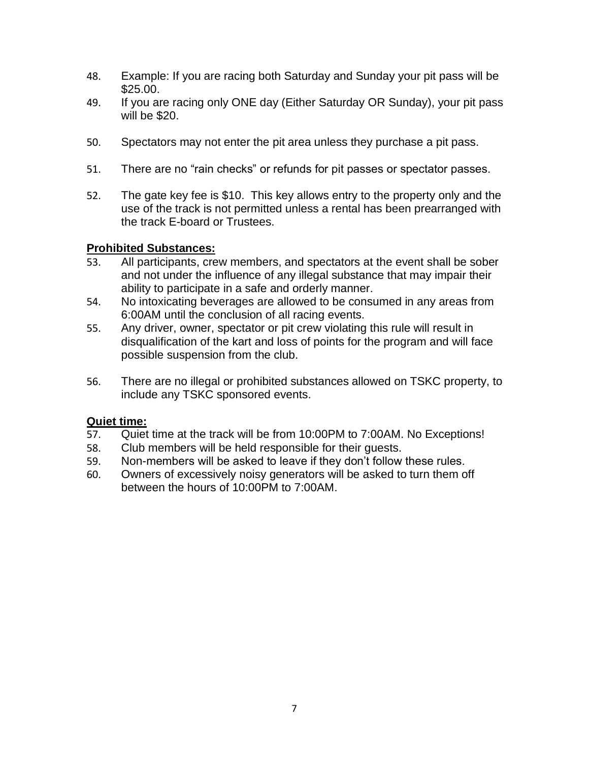48. Example: If you are racing both Saturday and Sunday your pit pass will be $25.00.
49. If you are racing only ONE day (Either Saturday OR Sunday), your pit pass will be $20.

50. Spectators may not enter the pit area unless they purchase a pit pass.

51. There are no "rain checks" or refunds for pit passes or spectator passes.

52. The gate key fee is $10. This key allows entry to the property only and the use of the track is not permitted unless a rental has been prearranged with the track E-board or Trustees.

**Prohibited Substances:**

53. All participants, crew members, and spectators at the event shall be sober and not under the influence of any illegal substance that may impair their ability to participate in a safe and orderly manner.
54. No intoxicating beverages are allowed to be consumed in any areas from 6:00AM until the conclusion of all racing events.
55. Any driver, owner, spectator or pit crew violating this rule will result in disqualification of the kart and loss of points for the program and will face possible suspension from the club.

56. There are no illegal or prohibited substances allowed on TSKC property, to include any TSKC sponsored events.

**Quiet time:**

57. Quiet time at the track will be from 10:00PM to 7:00AM. No Exceptions!
58. Club members will be held responsible for their guests.
59. Non-members will be asked to leave if they don't follow these rules.
60. Owners of excessively noisy generators will be asked to turn them off between the hours of 10:00PM to 7:00AM.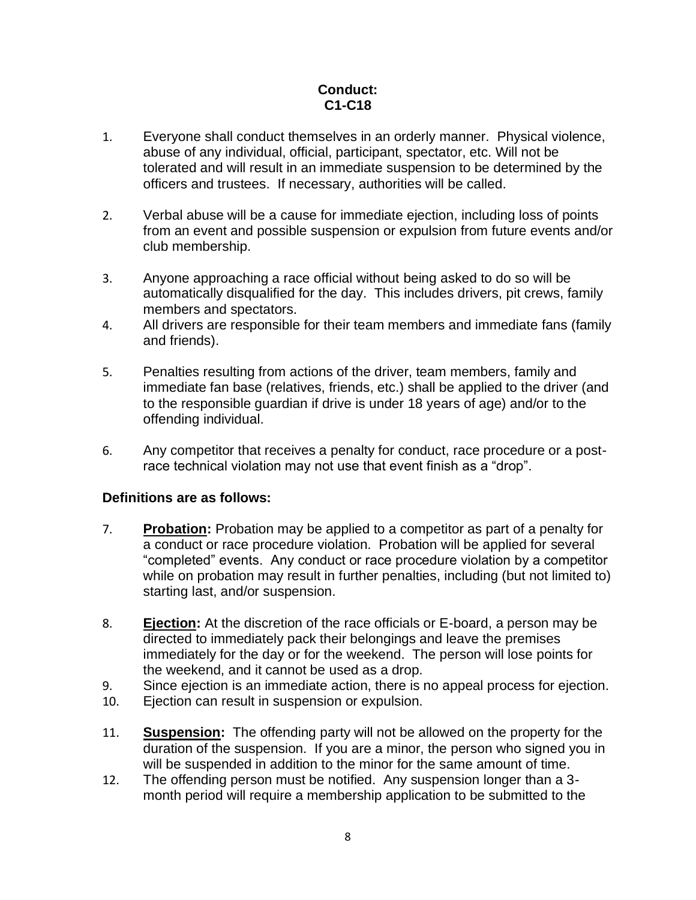**Conduct:**
**C1-C18**

1. Everyone shall conduct themselves in an orderly manner. Physical violence, abuse of any individual, official, participant, spectator, etc. Will not be tolerated and will result in an immediate suspension to be determined by the officers and trustees. If necessary, authorities will be called.

2. Verbal abuse will be a cause for immediate ejection, including loss of points from an event and possible suspension or expulsion from future events and/or club membership.

3. Anyone approaching a race official without being asked to do so will be automatically disqualified for the day. This includes drivers, pit crews, family members and spectators.
4. All drivers are responsible for their team members and immediate fans (family and friends).

5. Penalties resulting from actions of the driver, team members, family and immediate fan base (relatives, friends, etc.) shall be applied to the driver (and to the responsible guardian if drive is under 18 years of age) and/or to the offending individual.

6. Any competitor that receives a penalty for conduct, race procedure or a post-race technical violation may not use that event finish as a "drop".

**Definitions are as follows:**

7. **Probation:** Probation may be applied to a competitor as part of a penalty for a conduct or race procedure violation. Probation will be applied for several "completed" events. Any conduct or race procedure violation by a competitor while on probation may result in further penalties, including (but not limited to) starting last, and/or suspension.

8. **Ejection:** At the discretion of the race officials or E-board, a person may be directed to immediately pack their belongings and leave the premises immediately for the day or for the weekend. The person will lose points for the weekend, and it cannot be used as a drop.
9. Since ejection is an immediate action, there is no appeal process for ejection.
10. Ejection can result in suspension or expulsion.

11. **Suspension:** The offending party will not be allowed on the property for the duration of the suspension. If you are a minor, the person who signed you in will be suspended in addition to the minor for the same amount of time.
12. The offending person must be notified. Any suspension longer than a 3-month period will require a membership application to be submitted to the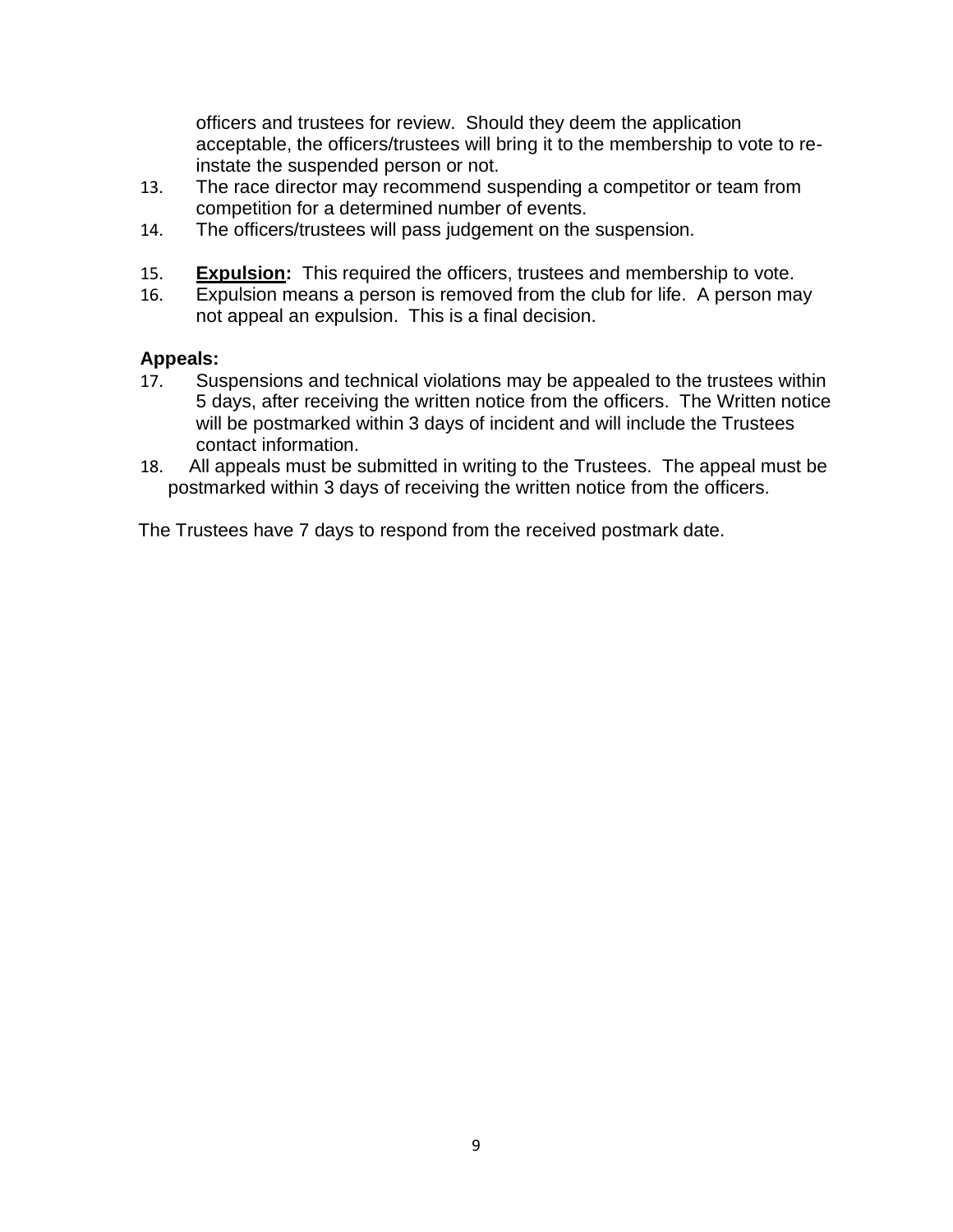officers and trustees for review. Should they deem the application acceptable, the officers/trustees will bring it to the membership to vote to re-instate the suspended person or not.

13. The race director may recommend suspending a competitor or team from competition for a determined number of events.
14. The officers/trustees will pass judgement on the suspension.

15. **Expulsion:** This required the officers, trustees and membership to vote.
16. Expulsion means a person is removed from the club for life. A person may not appeal an expulsion. This is a final decision.

**Appeals:**

17. Suspensions and technical violations may be appealed to the trustees within 5 days, after receiving the written notice from the officers. The Written notice will be postmarked within 3 days of incident and will include the Trustees contact information.
18. All appeals must be submitted in writing to the Trustees. The appeal must be postmarked within 3 days of receiving the written notice from the officers.

The Trustees have 7 days to respond from the received postmark date.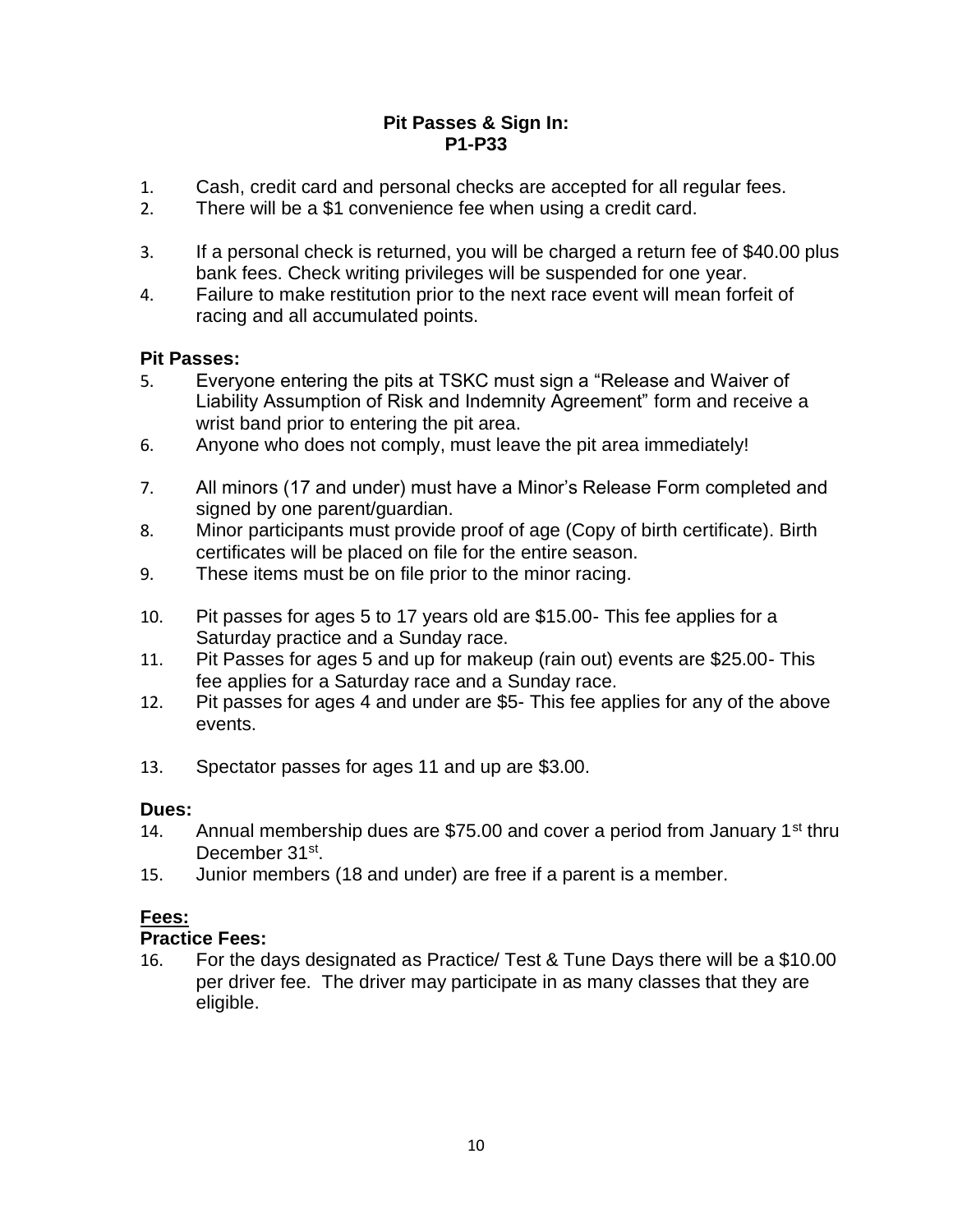## Pit Passes & Sign In:
## P1-P33

1. Cash, credit card and personal checks are accepted for all regular fees.
2. There will be a $1 convenience fee when using a credit card.
3. If a personal check is returned, you will be charged a return fee of $40.00 plus bank fees. Check writing privileges will be suspended for one year.
4. Failure to make restitution prior to the next race event will mean forfeit of racing and all accumulated points.

### Pit Passes:

5. Everyone entering the pits at TSKC must sign a "Release and Waiver of Liability Assumption of Risk and Indemnity Agreement" form and receive a wrist band prior to entering the pit area.
6. Anyone who does not comply, must leave the pit area immediately!
7. All minors (17 and under) must have a Minor's Release Form completed and signed by one parent/guardian.
8. Minor participants must provide proof of age (Copy of birth certificate). Birth certificates will be placed on file for the entire season.
9. These items must be on file prior to the minor racing.
10. Pit passes for ages 5 to 17 years old are $15.00- This fee applies for a Saturday practice and a Sunday race.
11. Pit Passes for ages 5 and up for makeup (rain out) events are $25.00- This fee applies for a Saturday race and a Sunday race.
12. Pit passes for ages 4 and under are $5- This fee applies for any of the above events.
13. Spectator passes for ages 11 and up are $3.00.

### Dues:

14. Annual membership dues are $75.00 and cover a period from January 1st thru December 31st.
15. Junior members (18 and under) are free if a parent is a member.

### Fees:

### Practice Fees:

16. For the days designated as Practice/ Test & Tune Days there will be a $10.00 per driver fee. The driver may participate in as many classes that they are eligible.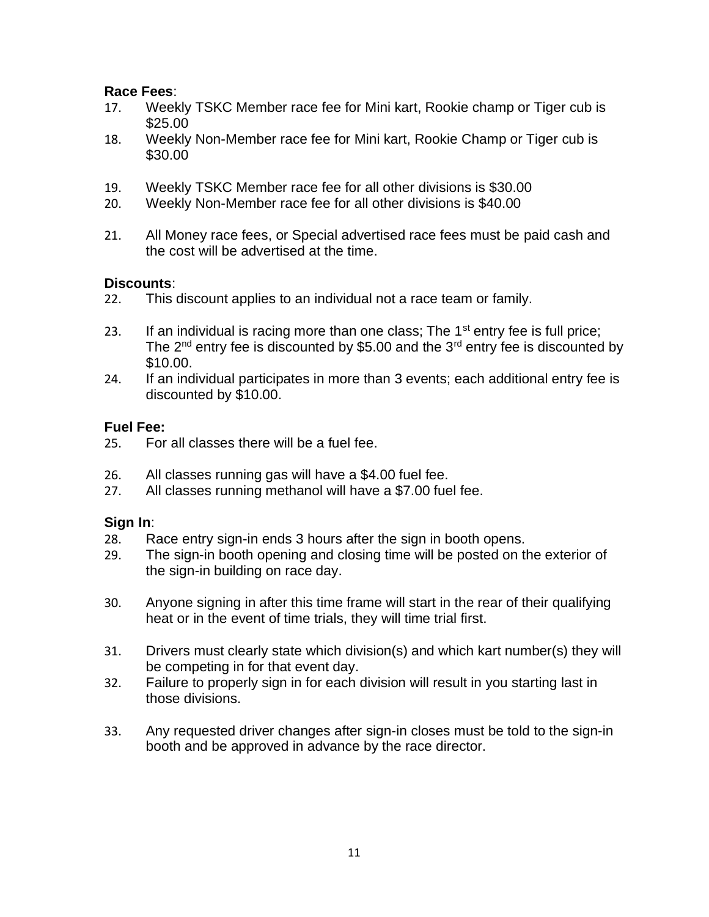**Race Fees**:

17. Weekly TSKC Member race fee for Mini kart, Rookie champ or Tiger cub is $25.00
18. Weekly Non-Member race fee for Mini kart, Rookie Champ or Tiger cub is $30.00
19. Weekly TSKC Member race fee for all other divisions is $30.00
20. Weekly Non-Member race fee for all other divisions is $40.00
21. All Money race fees, or Special advertised race fees must be paid cash and the cost will be advertised at the time.

**Discounts**:

22. This discount applies to an individual not a race team or family.
23. If an individual is racing more than one class; The 1st entry fee is full price; The 2nd entry fee is discounted by $5.00 and the 3rd entry fee is discounted by $10.00.
24. If an individual participates in more than 3 events; each additional entry fee is discounted by $10.00.

**Fuel Fee:**

25. For all classes there will be a fuel fee.
26. All classes running gas will have a $4.00 fuel fee.
27. All classes running methanol will have a $7.00 fuel fee.

**Sign In**:

28. Race entry sign-in ends 3 hours after the sign in booth opens.
29. The sign-in booth opening and closing time will be posted on the exterior of the sign-in building on race day.
30. Anyone signing in after this time frame will start in the rear of their qualifying heat or in the event of time trials, they will time trial first.
31. Drivers must clearly state which division(s) and which kart number(s) they will be competing in for that event day.
32. Failure to properly sign in for each division will result in you starting last in those divisions.
33. Any requested driver changes after sign-in closes must be told to the sign-in booth and be approved in advance by the race director.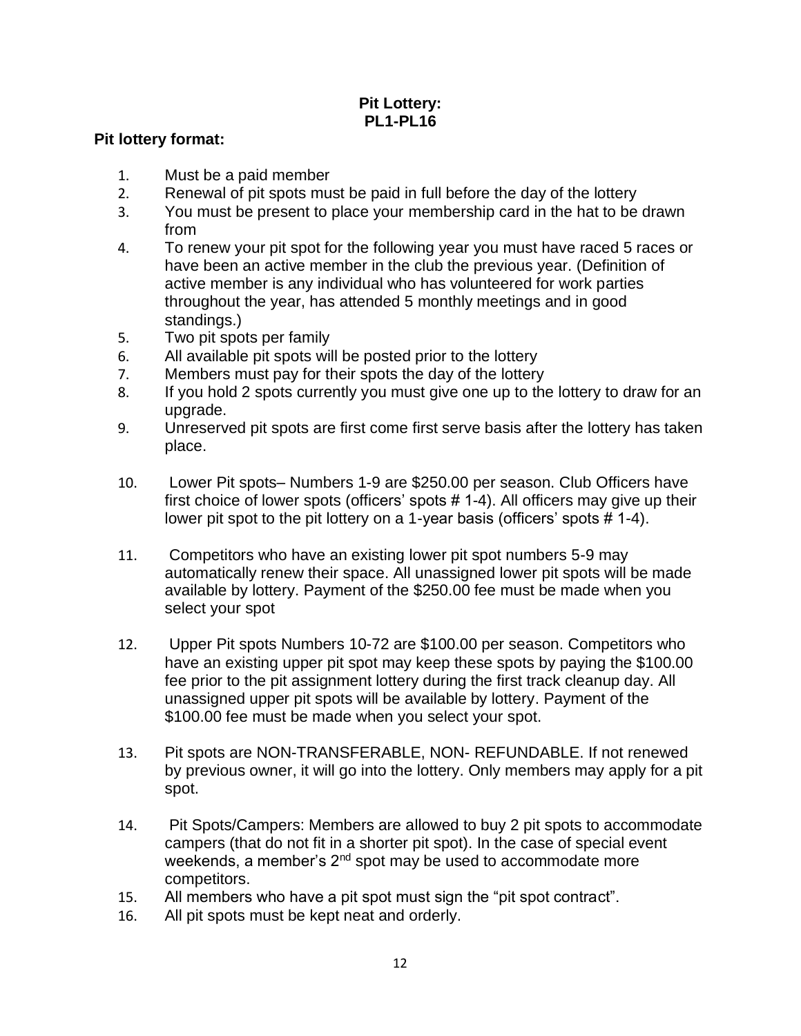## Pit Lottery:
## PL1-PL16

**Pit lottery format:**

1. Must be a paid member
2. Renewal of pit spots must be paid in full before the day of the lottery
3. You must be present to place your membership card in the hat to be drawn from
4. To renew your pit spot for the following year you must have raced 5 races or have been an active member in the club the previous year. (Definition of active member is any individual who has volunteered for work parties throughout the year, has attended 5 monthly meetings and in good standings.)
5. Two pit spots per family
6. All available pit spots will be posted prior to the lottery
7. Members must pay for their spots the day of the lottery
8. If you hold 2 spots currently you must give one up to the lottery to draw for an upgrade.
9. Unreserved pit spots are first come first serve basis after the lottery has taken place.
10. Lower Pit spots– Numbers 1-9 are $250.00 per season. Club Officers have first choice of lower spots (officers' spots # 1-4). All officers may give up their lower pit spot to the pit lottery on a 1-year basis (officers' spots # 1-4).
11. Competitors who have an existing lower pit spot numbers 5-9 may automatically renew their space. All unassigned lower pit spots will be made available by lottery. Payment of the $250.00 fee must be made when you select your spot
12. Upper Pit spots Numbers 10-72 are $100.00 per season. Competitors who have an existing upper pit spot may keep these spots by paying the $100.00 fee prior to the pit assignment lottery during the first track cleanup day. All unassigned upper pit spots will be available by lottery. Payment of the $100.00 fee must be made when you select your spot.
13. Pit spots are NON-TRANSFERABLE, NON- REFUNDABLE. If not renewed by previous owner, it will go into the lottery. Only members may apply for a pit spot.
14. Pit Spots/Campers: Members are allowed to buy 2 pit spots to accommodate campers (that do not fit in a shorter pit spot). In the case of special event weekends, a member's 2nd spot may be used to accommodate more competitors.
15. All members who have a pit spot must sign the "pit spot contract".
16. All pit spots must be kept neat and orderly.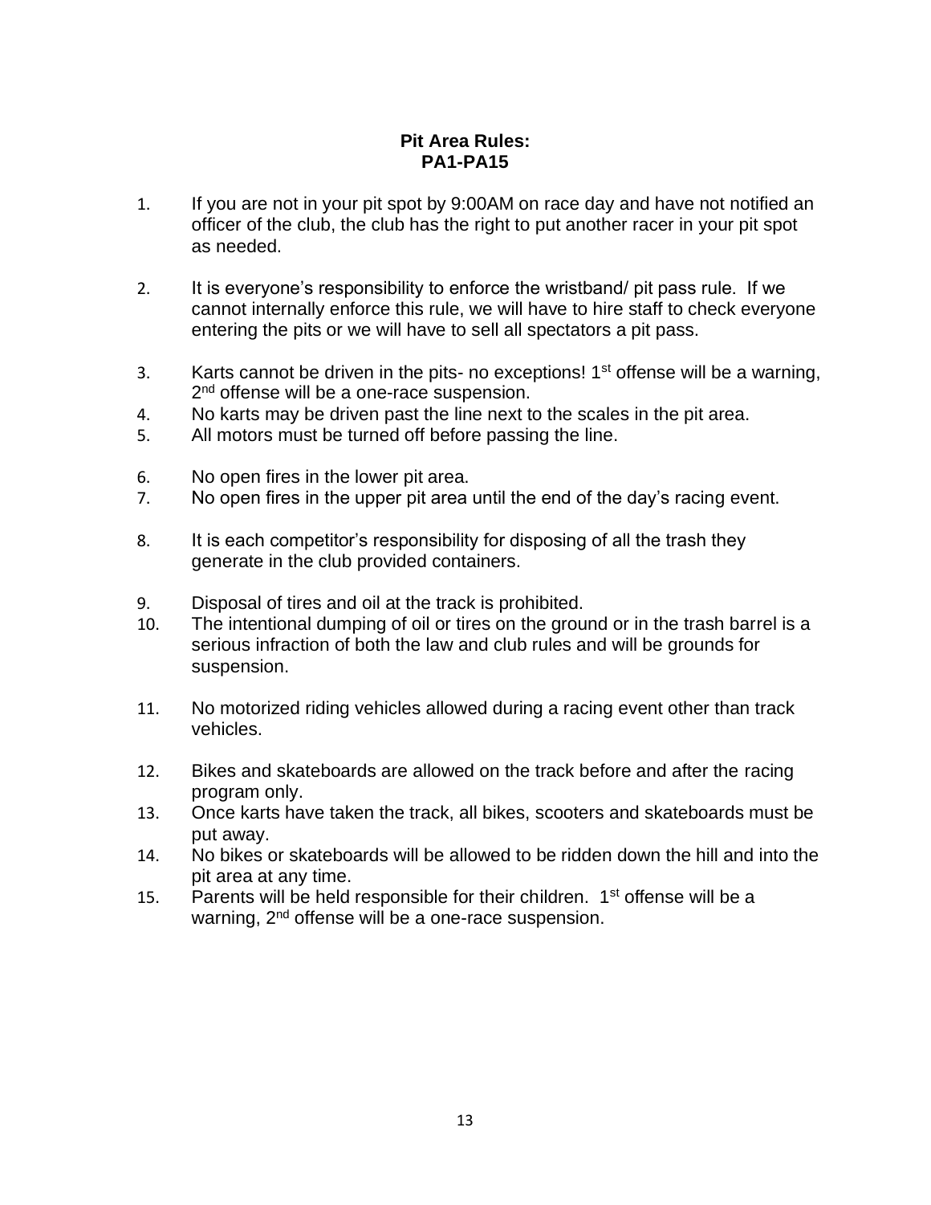## Pit Area Rules:
## PA1-PA15

1. If you are not in your pit spot by 9:00AM on race day and have not notified an officer of the club, the club has the right to put another racer in your pit spot as needed.

2. It is everyone's responsibility to enforce the wristband/ pit pass rule. If we cannot internally enforce this rule, we will have to hire staff to check everyone entering the pits or we will have to sell all spectators a pit pass.

3. Karts cannot be driven in the pits- no exceptions! 1st offense will be a warning, 2nd offense will be a one-race suspension.
4. No karts may be driven past the line next to the scales in the pit area.
5. All motors must be turned off before passing the line.

6. No open fires in the lower pit area.
7. No open fires in the upper pit area until the end of the day's racing event.

8. It is each competitor's responsibility for disposing of all the trash they generate in the club provided containers.

9. Disposal of tires and oil at the track is prohibited.
10. The intentional dumping of oil or tires on the ground or in the trash barrel is a serious infraction of both the law and club rules and will be grounds for suspension.

11. No motorized riding vehicles allowed during a racing event other than track vehicles.

12. Bikes and skateboards are allowed on the track before and after the racing program only.
13. Once karts have taken the track, all bikes, scooters and skateboards must be put away.
14. No bikes or skateboards will be allowed to be ridden down the hill and into the pit area at any time.
15. Parents will be held responsible for their children. 1st offense will be a warning, 2nd offense will be a one-race suspension.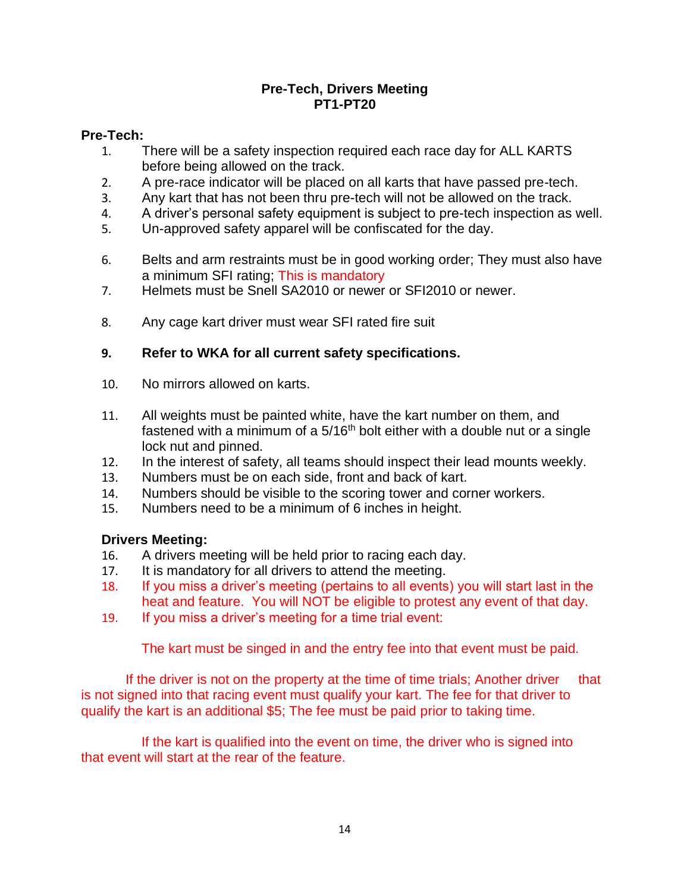**Pre-Tech, Drivers Meeting**
**PT1-PT20**

**Pre-Tech:**

1. There will be a safety inspection required each race day for ALL KARTS before being allowed on the track.
2. A pre-race indicator will be placed on all karts that have passed pre-tech.
3. Any kart that has not been thru pre-tech will not be allowed on the track.
4. A driver's personal safety equipment is subject to pre-tech inspection as well.
5. Un-approved safety apparel will be confiscated for the day.
6. Belts and arm restraints must be in good working order; They must also have a minimum SFI rating; This is mandatory
7. Helmets must be Snell SA2010 or newer or SFI2010 or newer.
8. Any cage kart driver must wear SFI rated fire suit
9. **Refer to WKA for all current safety specifications.**
10. No mirrors allowed on karts.
11. All weights must be painted white, have the kart number on them, and fastened with a minimum of a 5/16th bolt either with a double nut or a single lock nut and pinned.
12. In the interest of safety, all teams should inspect their lead mounts weekly.
13. Numbers must be on each side, front and back of kart.
14. Numbers should be visible to the scoring tower and corner workers.
15. Numbers need to be a minimum of 6 inches in height.

**Drivers Meeting:**

16. A drivers meeting will be held prior to racing each day.
17. It is mandatory for all drivers to attend the meeting.
18. If you miss a driver's meeting (pertains to all events) you will start last in the heat and feature. You will NOT be eligible to protest any event of that day.
19. If you miss a driver's meeting for a time trial event:

The kart must be singed in and the entry fee into that event must be paid.

If the driver is not on the property at the time of time trials; Another driver that is not signed into that racing event must qualify your kart. The fee for that driver to qualify the kart is an additional $5; The fee must be paid prior to taking time.

If the kart is qualified into the event on time, the driver who is signed into that event will start at the rear of the feature.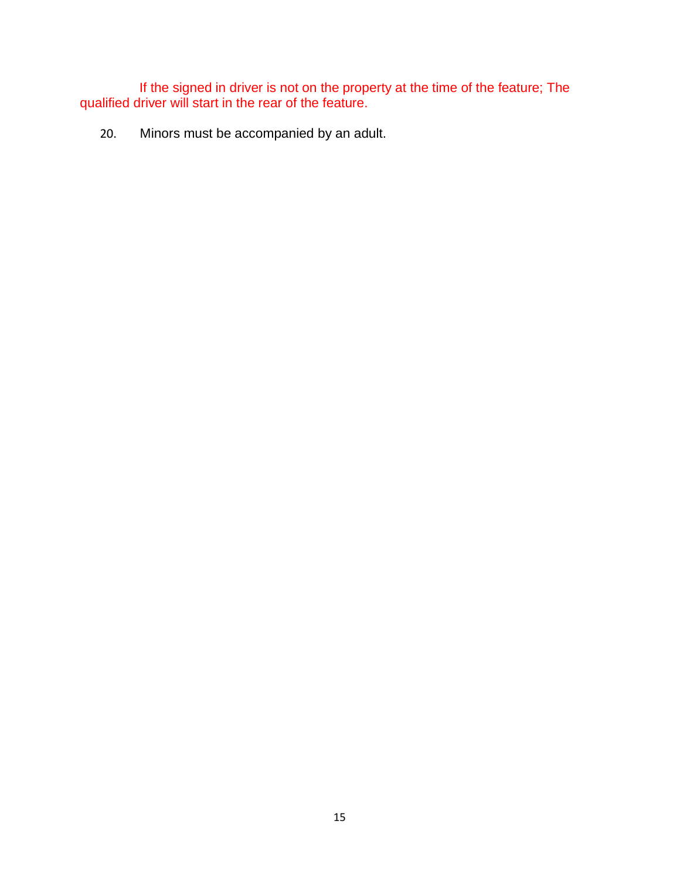If the signed in driver is not on the property at the time of the feature; The qualified driver will start in the rear of the feature.

20. Minors must be accompanied by an adult.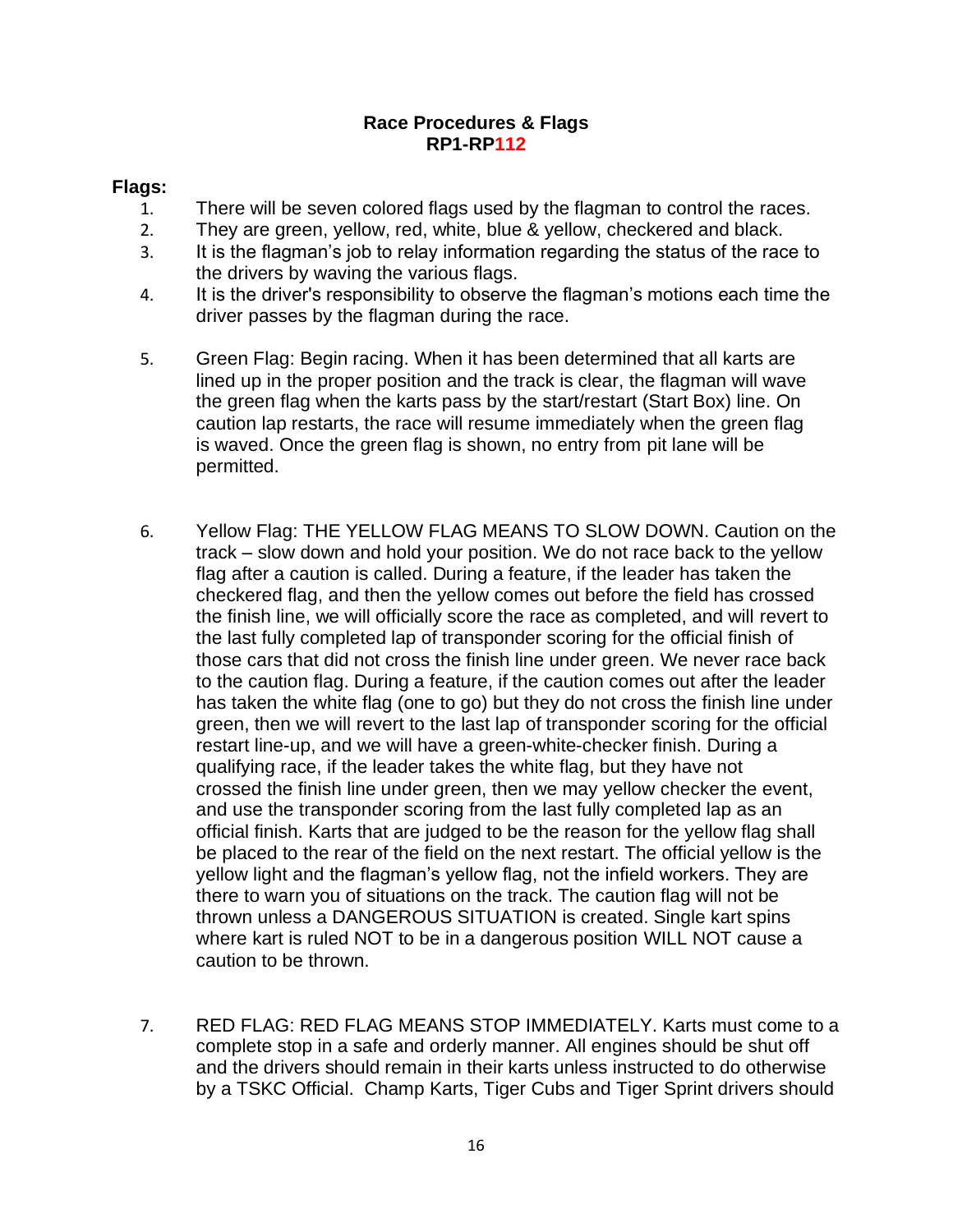# Race Procedures & Flags
## RP1-RP112

**Flags:**

1. There will be seven colored flags used by the flagman to control the races.
2. They are green, yellow, red, white, blue & yellow, checkered and black.
3. It is the flagman's job to relay information regarding the status of the race to the drivers by waving the various flags.
4. It is the driver's responsibility to observe the flagman's motions each time the driver passes by the flagman during the race.
5. Green Flag: Begin racing. When it has been determined that all karts are lined up in the proper position and the track is clear, the flagman will wave the green flag when the karts pass by the start/restart (Start Box) line. On caution lap restarts, the race will resume immediately when the green flag is waved. Once the green flag is shown, no entry from pit lane will be permitted.
6. Yellow Flag: THE YELLOW FLAG MEANS TO SLOW DOWN. Caution on the track – slow down and hold your position. We do not race back to the yellow flag after a caution is called. During a feature, if the leader has taken the checkered flag, and then the yellow comes out before the field has crossed the finish line, we will officially score the race as completed, and will revert to the last fully completed lap of transponder scoring for the official finish of those cars that did not cross the finish line under green. We never race back to the caution flag. During a feature, if the caution comes out after the leader has taken the white flag (one to go) but they do not cross the finish line under green, then we will revert to the last lap of transponder scoring for the official restart line-up, and we will have a green-white-checker finish. During a qualifying race, if the leader takes the white flag, but they have not crossed the finish line under green, then we may yellow checker the event, and use the transponder scoring from the last fully completed lap as an official finish. Karts that are judged to be the reason for the yellow flag shall be placed to the rear of the field on the next restart. The official yellow is the yellow light and the flagman's yellow flag, not the infield workers. They are there to warn you of situations on the track. The caution flag will not be thrown unless a DANGEROUS SITUATION is created. Single kart spins where kart is ruled NOT to be in a dangerous position WILL NOT cause a caution to be thrown.
7. RED FLAG: RED FLAG MEANS STOP IMMEDIATELY. Karts must come to a complete stop in a safe and orderly manner. All engines should be shut off and the drivers should remain in their karts unless instructed to do otherwise by a TSKC Official. Champ Karts, Tiger Cubs and Tiger Sprint drivers should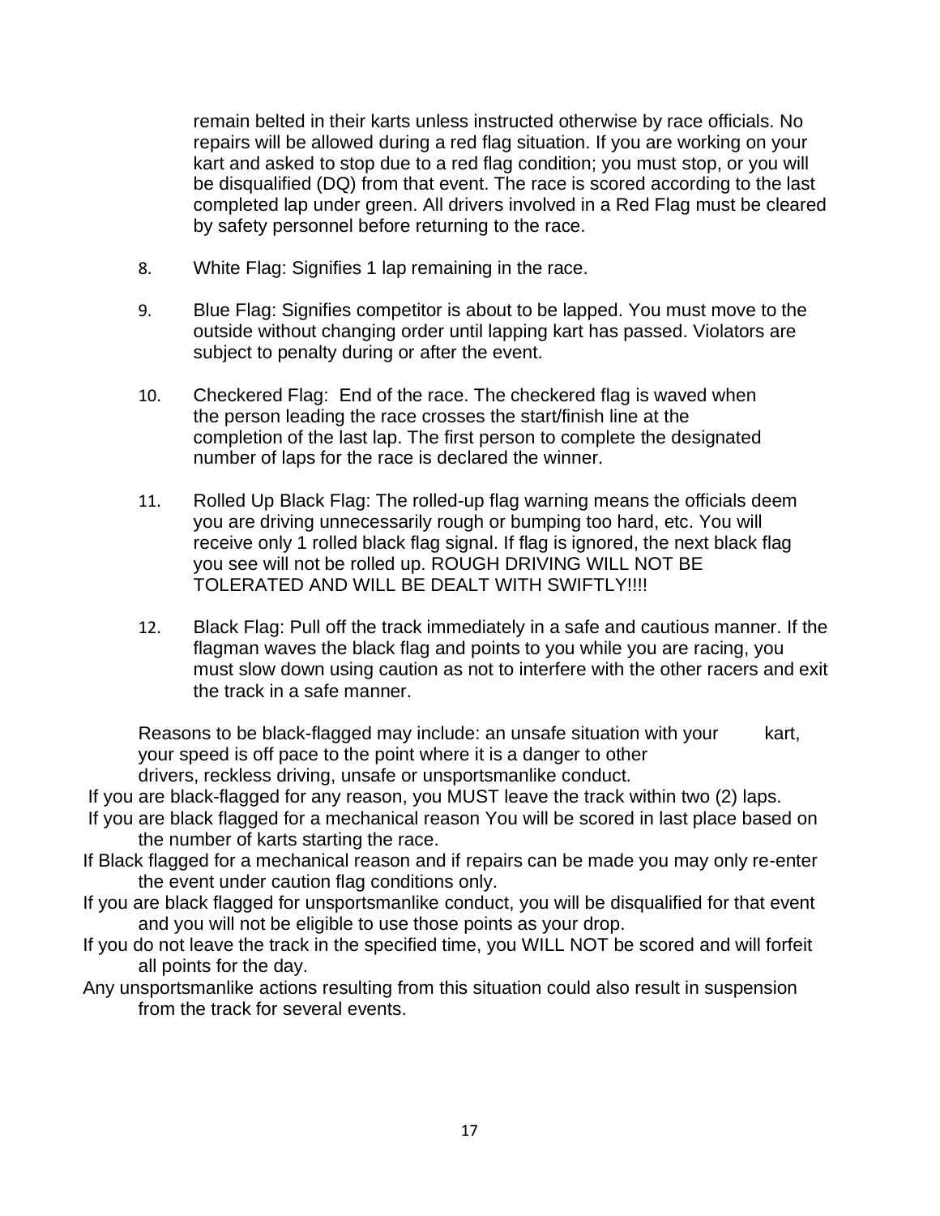remain belted in their karts unless instructed otherwise by race officials. No repairs will be allowed during a red flag situation. If you are working on your kart and asked to stop due to a red flag condition; you must stop, or you will be disqualified (DQ) from that event. The race is scored according to the last completed lap under green. All drivers involved in a Red Flag must be cleared by safety personnel before returning to the race.

8. White Flag: Signifies 1 lap remaining in the race.

9. Blue Flag: Signifies competitor is about to be lapped. You must move to the outside without changing order until lapping kart has passed. Violators are subject to penalty during or after the event.

10. Checkered Flag: End of the race. The checkered flag is waved when the person leading the race crosses the start/finish line at the completion of the last lap. The first person to complete the designated number of laps for the race is declared the winner.

11. Rolled Up Black Flag: The rolled-up flag warning means the officials deem you are driving unnecessarily rough or bumping too hard, etc. You will receive only 1 rolled black flag signal. If flag is ignored, the next black flag you see will not be rolled up. ROUGH DRIVING WILL NOT BE TOLERATED AND WILL BE DEALT WITH SWIFTLY!!!!

12. Black Flag: Pull off the track immediately in a safe and cautious manner. If the flagman waves the black flag and points to you while you are racing, you must slow down using caution as not to interfere with the other racers and exit the track in a safe manner.

Reasons to be black-flagged may include: an unsafe situation with your kart, your speed is off pace to the point where it is a danger to other drivers, reckless driving, unsafe or unsportsmanlike conduct.

If you are black-flagged for any reason, you MUST leave the track within two (2) laps.

If you are black flagged for a mechanical reason You will be scored in last place based on the number of karts starting the race.

If Black flagged for a mechanical reason and if repairs can be made you may only re-enter the event under caution flag conditions only.

If you are black flagged for unsportsmanlike conduct, you will be disqualified for that event and you will not be eligible to use those points as your drop.

If you do not leave the track in the specified time, you WILL NOT be scored and will forfeit all points for the day.

Any unsportsmanlike actions resulting from this situation could also result in suspension from the track for several events.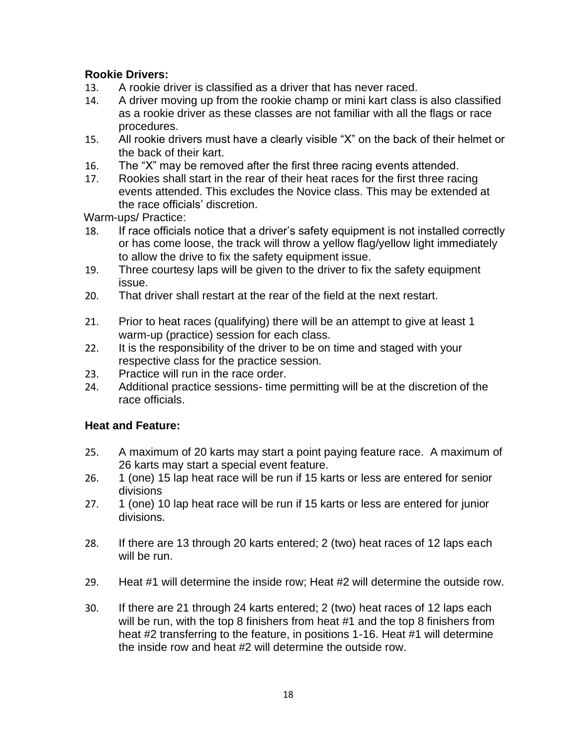**Rookie Drivers:**

13. A rookie driver is classified as a driver that has never raced.
14. A driver moving up from the rookie champ or mini kart class is also classified as a rookie driver as these classes are not familiar with all the flags or race procedures.
15. All rookie drivers must have a clearly visible "X" on the back of their helmet or the back of their kart.
16. The "X" may be removed after the first three racing events attended.
17. Rookies shall start in the rear of their heat races for the first three racing events attended. This excludes the Novice class. This may be extended at the race officials' discretion.

Warm-ups/ Practice:

18. If race officials notice that a driver's safety equipment is not installed correctly or has come loose, the track will throw a yellow flag/yellow light immediately to allow the drive to fix the safety equipment issue.
19. Three courtesy laps will be given to the driver to fix the safety equipment issue.
20. That driver shall restart at the rear of the field at the next restart.
21. Prior to heat races (qualifying) there will be an attempt to give at least 1 warm-up (practice) session for each class.
22. It is the responsibility of the driver to be on time and staged with your respective class for the practice session.
23. Practice will run in the race order.
24. Additional practice sessions- time permitting will be at the discretion of the race officials.

**Heat and Feature:**

25. A maximum of 20 karts may start a point paying feature race. A maximum of 26 karts may start a special event feature.
26. 1 (one) 15 lap heat race will be run if 15 karts or less are entered for senior divisions
27. 1 (one) 10 lap heat race will be run if 15 karts or less are entered for junior divisions.
28. If there are 13 through 20 karts entered; 2 (two) heat races of 12 laps each will be run.
29. Heat #1 will determine the inside row; Heat #2 will determine the outside row.
30. If there are 21 through 24 karts entered; 2 (two) heat races of 12 laps each will be run, with the top 8 finishers from heat #1 and the top 8 finishers from heat #2 transferring to the feature, in positions 1-16. Heat #1 will determine the inside row and heat #2 will determine the outside row.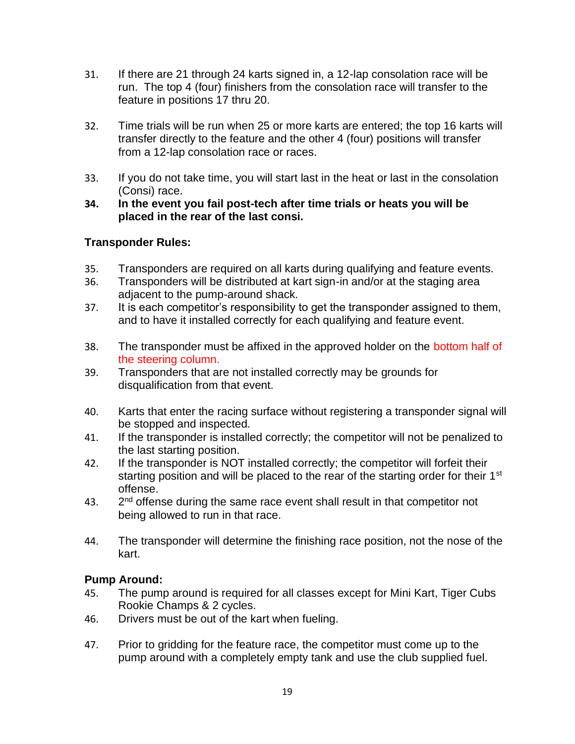31. If there are 21 through 24 karts signed in, a 12-lap consolation race will be run. The top 4 (four) finishers from the consolation race will transfer to the feature in positions 17 thru 20.

32. Time trials will be run when 25 or more karts are entered; the top 16 karts will transfer directly to the feature and the other 4 (four) positions will transfer from a 12-lap consolation race or races.

33. If you do not take time, you will start last in the heat or last in the consolation (Consi) race.

**34. In the event you fail post-tech after time trials or heats you will be placed in the rear of the last consi.**

**Transponder Rules:**

35. Transponders are required on all karts during qualifying and feature events.

36. Transponders will be distributed at kart sign-in and/or at the staging area adjacent to the pump-around shack.

37. It is each competitor's responsibility to get the transponder assigned to them, and to have it installed correctly for each qualifying and feature event.

38. The transponder must be affixed in the approved holder on the bottom half of the steering column.

39. Transponders that are not installed correctly may be grounds for disqualification from that event.

40. Karts that enter the racing surface without registering a transponder signal will be stopped and inspected.

41. If the transponder is installed correctly; the competitor will not be penalized to the last starting position.

42. If the transponder is NOT installed correctly; the competitor will forfeit their starting position and will be placed to the rear of the starting order for their 1st offense.

43. 2nd offense during the same race event shall result in that competitor not being allowed to run in that race.

44. The transponder will determine the finishing race position, not the nose of the kart.

**Pump Around:**

45. The pump around is required for all classes except for Mini Kart, Tiger Cubs Rookie Champs & 2 cycles.

46. Drivers must be out of the kart when fueling.

47. Prior to gridding for the feature race, the competitor must come up to the pump around with a completely empty tank and use the club supplied fuel.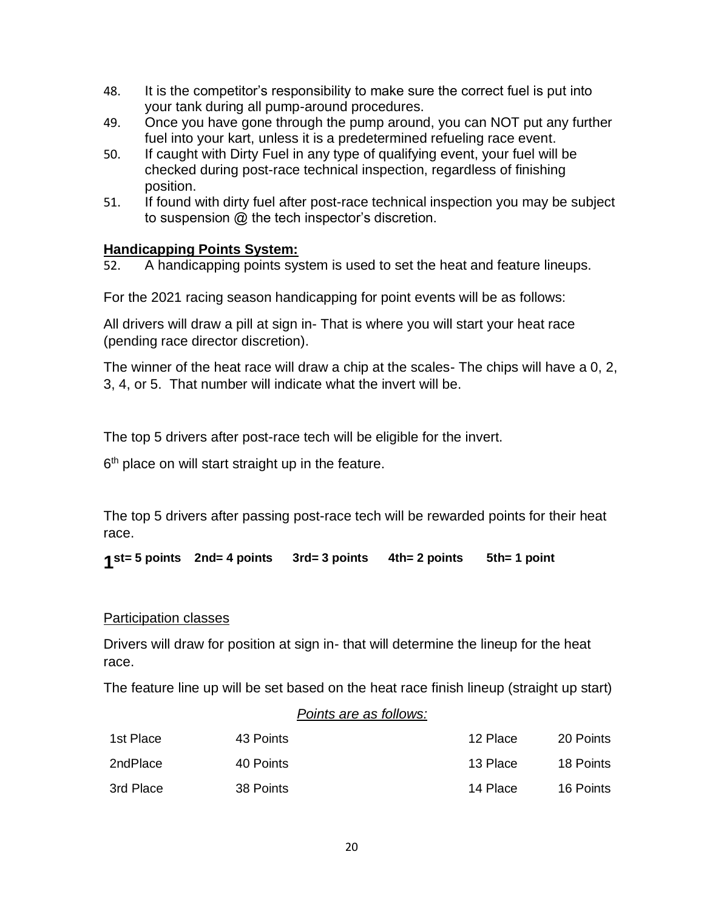48. It is the competitor's responsibility to make sure the correct fuel is put into your tank during all pump-around procedures.
49. Once you have gone through the pump around, you can NOT put any further fuel into your kart, unless it is a predetermined refueling race event.
50. If caught with Dirty Fuel in any type of qualifying event, your fuel will be checked during post-race technical inspection, regardless of finishing position.
51. If found with dirty fuel after post-race technical inspection you may be subject to suspension @ the tech inspector's discretion.

**Handicapping Points System:**

52. A handicapping points system is used to set the heat and feature lineups.

For the 2021 racing season handicapping for point events will be as follows:

All drivers will draw a pill at sign in- That is where you will start your heat race (pending race director discretion).

The winner of the heat race will draw a chip at the scales- The chips will have a 0, 2, 3, 4, or 5. That number will indicate what the invert will be.

The top 5 drivers after post-race tech will be eligible for the invert.

6th place on will start straight up in the feature.

The top 5 drivers after passing post-race tech will be rewarded points for their heat race.

**1st= 5 points 2nd= 4 points 3rd= 3 points 4th= 2 points 5th= 1 point**

Participation classes

Drivers will draw for position at sign in- that will determine the lineup for the heat race.

The feature line up will be set based on the heat race finish lineup (straight up start)

*Points are as follows:*

| | | | |
|---|---|---|---|
| 1st Place | 43 Points | 12 Place | 20 Points |
| 2ndPlace | 40 Points | 13 Place | 18 Points |
| 3rd Place | 38 Points | 14 Place | 16 Points |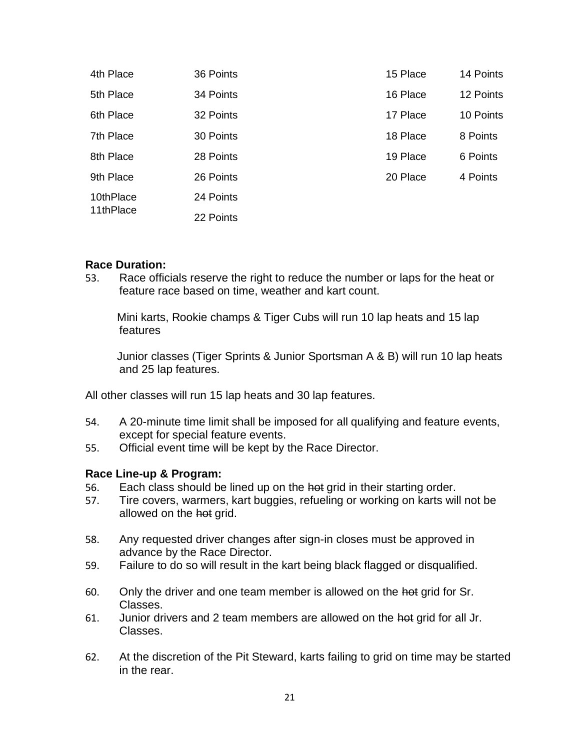| | | | |
|---|---|---|---|
| 4th Place | 36 Points | 15 Place | 14 Points |
| 5th Place | 34 Points | 16 Place | 12 Points |
| 6th Place | 32 Points | 17 Place | 10 Points |
| 7th Place | 30 Points | 18 Place | 8 Points |
| 8th Place | 28 Points | 19 Place | 6 Points |
| 9th Place | 26 Points | 20 Place | 4 Points |
| 10thPlace | 24 Points | | |
| 11thPlace | 22 Points | | |

**Race Duration:**

53. Race officials reserve the right to reduce the number or laps for the heat or feature race based on time, weather and kart count.

    Mini karts, Rookie champs & Tiger Cubs will run 10 lap heats and 15 lap features

    Junior classes (Tiger Sprints & Junior Sportsman A & B) will run 10 lap heats and 25 lap features.

All other classes will run 15 lap heats and 30 lap features.

54. A 20-minute time limit shall be imposed for all qualifying and feature events, except for special feature events.
55. Official event time will be kept by the Race Director.

**Race Line-up & Program:**

56. Each class should be lined up on the ~~hot~~ grid in their starting order.
57. Tire covers, warmers, kart buggies, refueling or working on karts will not be allowed on the ~~hot~~ grid.
58. Any requested driver changes after sign-in closes must be approved in advance by the Race Director.
59. Failure to do so will result in the kart being black flagged or disqualified.
60. Only the driver and one team member is allowed on the ~~hot~~ grid for Sr. Classes.
61. Junior drivers and 2 team members are allowed on the ~~hot~~ grid for all Jr. Classes.
62. At the discretion of the Pit Steward, karts failing to grid on time may be started in the rear.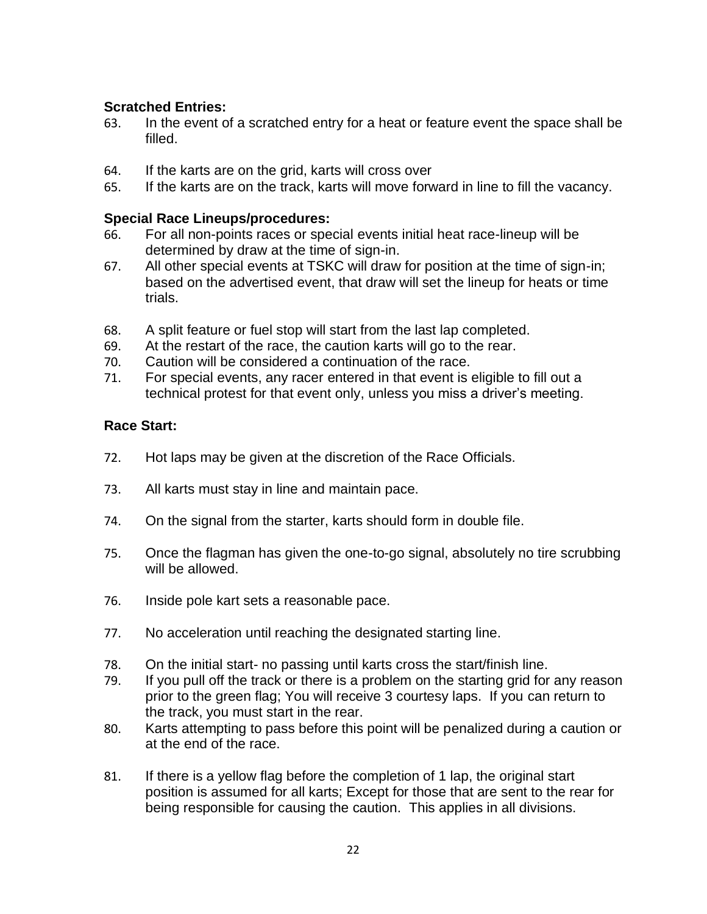**Scratched Entries:**

63. In the event of a scratched entry for a heat or feature event the space shall be filled.

64. If the karts are on the grid, karts will cross over
65. If the karts are on the track, karts will move forward in line to fill the vacancy.

**Special Race Lineups/procedures:**

66. For all non-points races or special events initial heat race-lineup will be determined by draw at the time of sign-in.
67. All other special events at TSKC will draw for position at the time of sign-in; based on the advertised event, that draw will set the lineup for heats or time trials.

68. A split feature or fuel stop will start from the last lap completed.
69. At the restart of the race, the caution karts will go to the rear.
70. Caution will be considered a continuation of the race.
71. For special events, any racer entered in that event is eligible to fill out a technical protest for that event only, unless you miss a driver's meeting.

**Race Start:**

72. Hot laps may be given at the discretion of the Race Officials.

73. All karts must stay in line and maintain pace.

74. On the signal from the starter, karts should form in double file.

75. Once the flagman has given the one-to-go signal, absolutely no tire scrubbing will be allowed.

76. Inside pole kart sets a reasonable pace.

77. No acceleration until reaching the designated starting line.

78. On the initial start- no passing until karts cross the start/finish line.
79. If you pull off the track or there is a problem on the starting grid for any reason prior to the green flag; You will receive 3 courtesy laps. If you can return to the track, you must start in the rear.
80. Karts attempting to pass before this point will be penalized during a caution or at the end of the race.

81. If there is a yellow flag before the completion of 1 lap, the original start position is assumed for all karts; Except for those that are sent to the rear for being responsible for causing the caution. This applies in all divisions.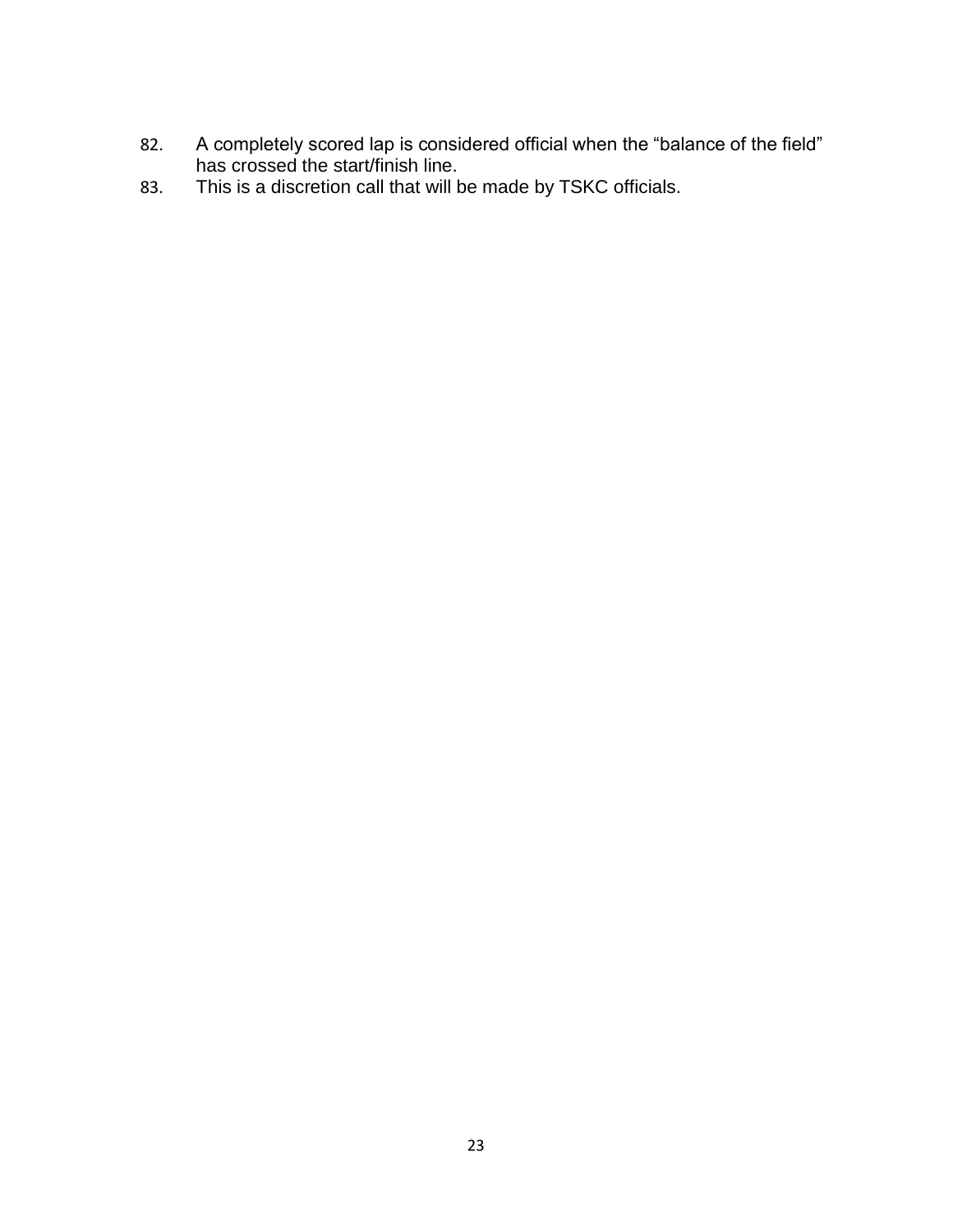82. A completely scored lap is considered official when the “balance of the field” has crossed the start/finish line.
83. This is a discretion call that will be made by TSKC officials.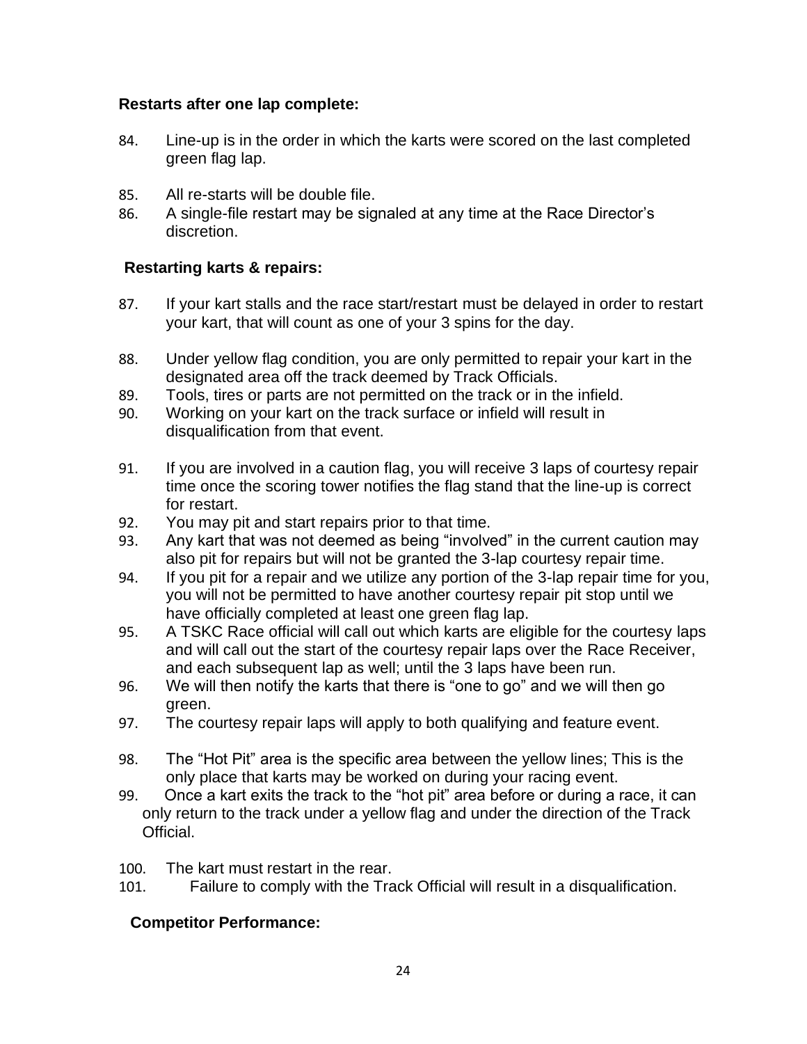**Restarts after one lap complete:**

84. Line-up is in the order in which the karts were scored on the last completed green flag lap.
85. All re-starts will be double file.
86. A single-file restart may be signaled at any time at the Race Director's discretion.

**Restarting karts & repairs:**

87. If your kart stalls and the race start/restart must be delayed in order to restart your kart, that will count as one of your 3 spins for the day.
88. Under yellow flag condition, you are only permitted to repair your kart in the designated area off the track deemed by Track Officials.
89. Tools, tires or parts are not permitted on the track or in the infield.
90. Working on your kart on the track surface or infield will result in disqualification from that event.
91. If you are involved in a caution flag, you will receive 3 laps of courtesy repair time once the scoring tower notifies the flag stand that the line-up is correct for restart.
92. You may pit and start repairs prior to that time.
93. Any kart that was not deemed as being "involved" in the current caution may also pit for repairs but will not be granted the 3-lap courtesy repair time.
94. If you pit for a repair and we utilize any portion of the 3-lap repair time for you, you will not be permitted to have another courtesy repair pit stop until we have officially completed at least one green flag lap.
95. A TSKC Race official will call out which karts are eligible for the courtesy laps and will call out the start of the courtesy repair laps over the Race Receiver, and each subsequent lap as well; until the 3 laps have been run.
96. We will then notify the karts that there is "one to go" and we will then go green.
97. The courtesy repair laps will apply to both qualifying and feature event.
98. The "Hot Pit" area is the specific area between the yellow lines; This is the only place that karts may be worked on during your racing event.
99. Once a kart exits the track to the "hot pit" area before or during a race, it can only return to the track under a yellow flag and under the direction of the Track Official.
100. The kart must restart in the rear.
101. Failure to comply with the Track Official will result in a disqualification.

**Competitor Performance:**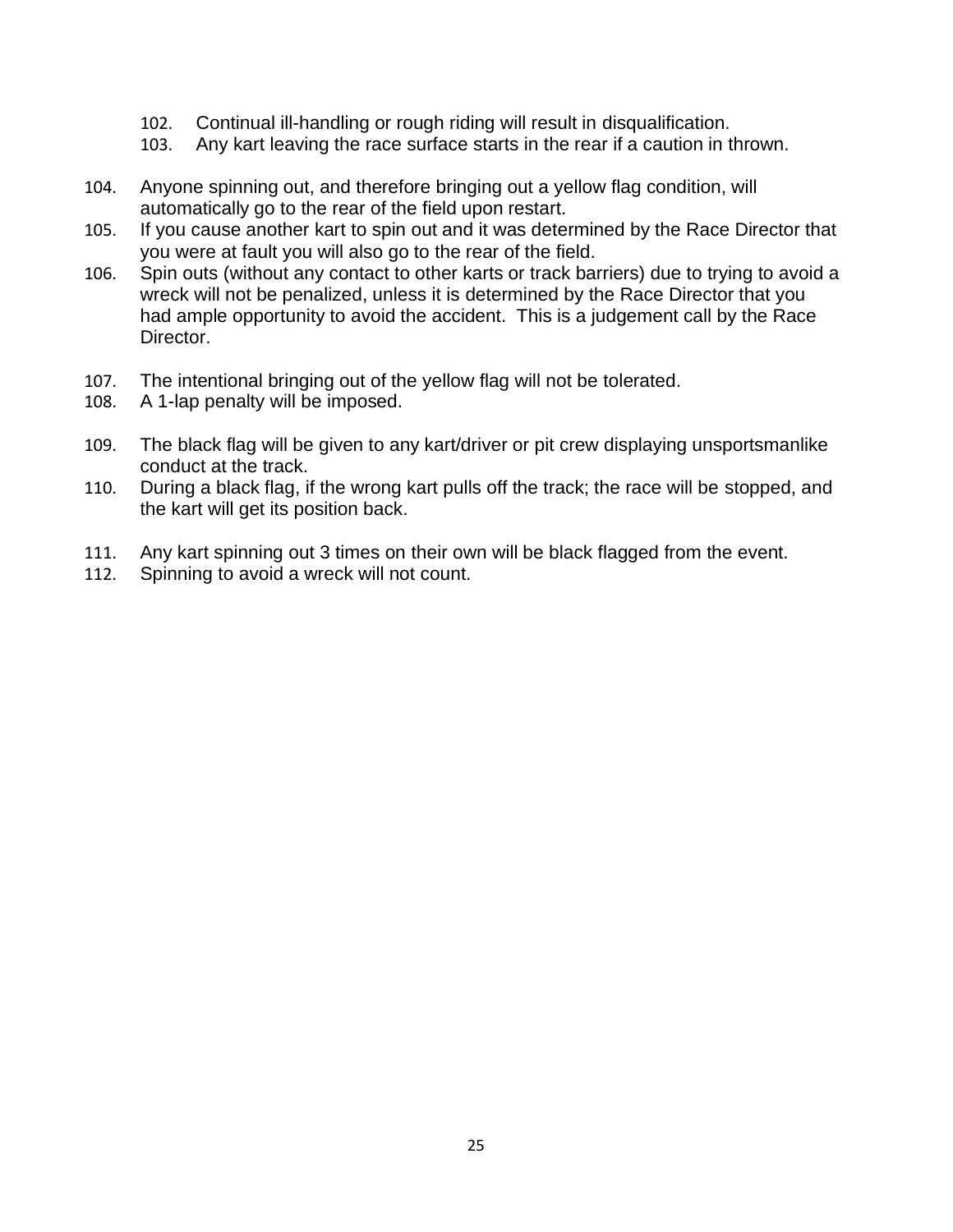102. Continual ill-handling or rough riding will result in disqualification.
103. Any kart leaving the race surface starts in the rear if a caution in thrown.

104. Anyone spinning out, and therefore bringing out a yellow flag condition, will automatically go to the rear of the field upon restart.
105. If you cause another kart to spin out and it was determined by the Race Director that you were at fault you will also go to the rear of the field.
106. Spin outs (without any contact to other karts or track barriers) due to trying to avoid a wreck will not be penalized, unless it is determined by the Race Director that you had ample opportunity to avoid the accident. This is a judgement call by the Race Director.

107. The intentional bringing out of the yellow flag will not be tolerated.
108. A 1-lap penalty will be imposed.

109. The black flag will be given to any kart/driver or pit crew displaying unsportsmanlike conduct at the track.
110. During a black flag, if the wrong kart pulls off the track; the race will be stopped, and the kart will get its position back.

111. Any kart spinning out 3 times on their own will be black flagged from the event.
112. Spinning to avoid a wreck will not count.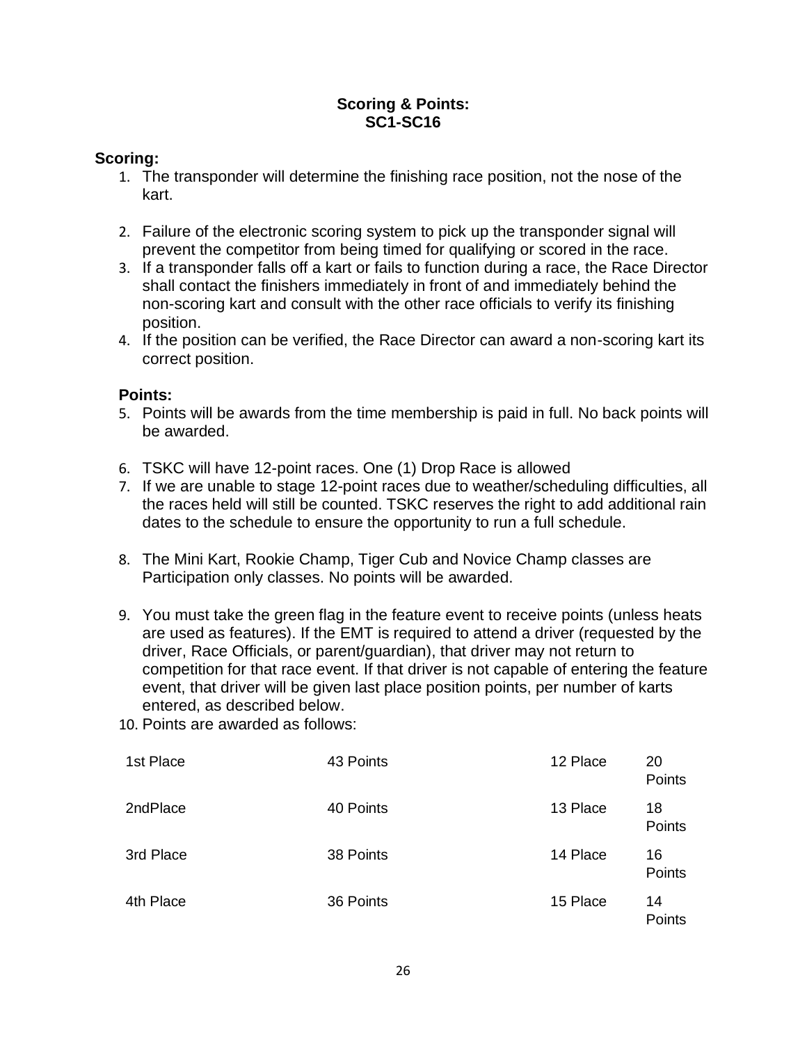**Scoring & Points:**
**SC1-SC16**

### Scoring:

1. The transponder will determine the finishing race position, not the nose of the kart.
2. Failure of the electronic scoring system to pick up the transponder signal will prevent the competitor from being timed for qualifying or scored in the race.
3. If a transponder falls off a kart or fails to function during a race, the Race Director shall contact the finishers immediately in front of and immediately behind the non-scoring kart and consult with the other race officials to verify its finishing position.
4. If the position can be verified, the Race Director can award a non-scoring kart its correct position.

### Points:

5. Points will be awards from the time membership is paid in full. No back points will be awarded.
6. TSKC will have 12-point races. One (1) Drop Race is allowed
7. If we are unable to stage 12-point races due to weather/scheduling difficulties, all the races held will still be counted. TSKC reserves the right to add additional rain dates to the schedule to ensure the opportunity to run a full schedule.
8. The Mini Kart, Rookie Champ, Tiger Cub and Novice Champ classes are Participation only classes. No points will be awarded.
9. You must take the green flag in the feature event to receive points (unless heats are used as features). If the EMT is required to attend a driver (requested by the driver, Race Officials, or parent/guardian), that driver may not return to competition for that race event. If that driver is not capable of entering the feature event, that driver will be given last place position points, per number of karts entered, as described below.
10. Points are awarded as follows:

| | | | |
|---|---|---|---|
| 1st Place | 43 Points | 12 Place | 20 Points |
| 2ndPlace | 40 Points | 13 Place | 18 Points |
| 3rd Place | 38 Points | 14 Place | 16 Points |
| 4th Place | 36 Points | 15 Place | 14 Points |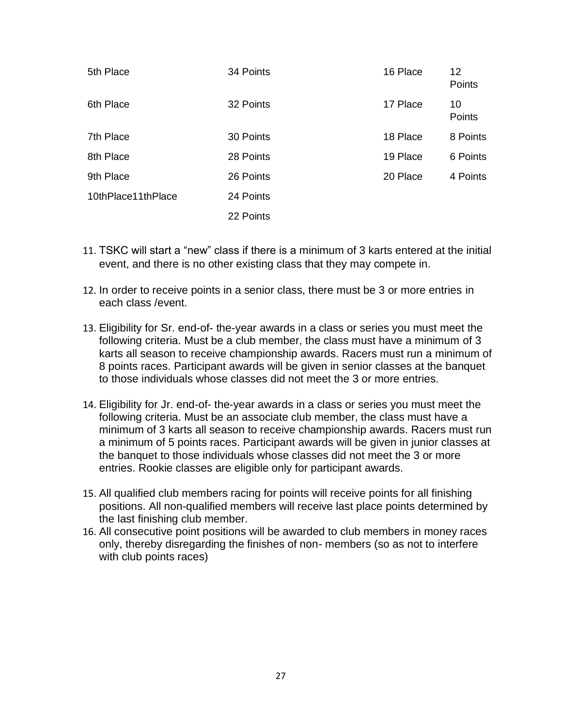| | | | |
|---|---|---|---|
| 5th Place | 34 Points | 16 Place | 12 Points |
| 6th Place | 32 Points | 17 Place | 10 Points |
| 7th Place | 30 Points | 18 Place | 8 Points |
| 8th Place | 28 Points | 19 Place | 6 Points |
| 9th Place | 26 Points | 20 Place | 4 Points |
| 10thPlace11thPlace | 24 Points | | |
| | 22 Points | | |

11. TSKC will start a “new” class if there is a minimum of 3 karts entered at the initial event, and there is no other existing class that they may compete in.

12. In order to receive points in a senior class, there must be 3 or more entries in each class /event.

13. Eligibility for Sr. end-of- the-year awards in a class or series you must meet the following criteria. Must be a club member, the class must have a minimum of 3 karts all season to receive championship awards. Racers must run a minimum of 8 points races. Participant awards will be given in senior classes at the banquet to those individuals whose classes did not meet the 3 or more entries.

14. Eligibility for Jr. end-of- the-year awards in a class or series you must meet the following criteria. Must be an associate club member, the class must have a minimum of 3 karts all season to receive championship awards. Racers must run a minimum of 5 points races. Participant awards will be given in junior classes at the banquet to those individuals whose classes did not meet the 3 or more entries. Rookie classes are eligible only for participant awards.

15. All qualified club members racing for points will receive points for all finishing positions. All non-qualified members will receive last place points determined by the last finishing club member.
16. All consecutive point positions will be awarded to club members in money races only, thereby disregarding the finishes of non- members (so as not to interfere with club points races)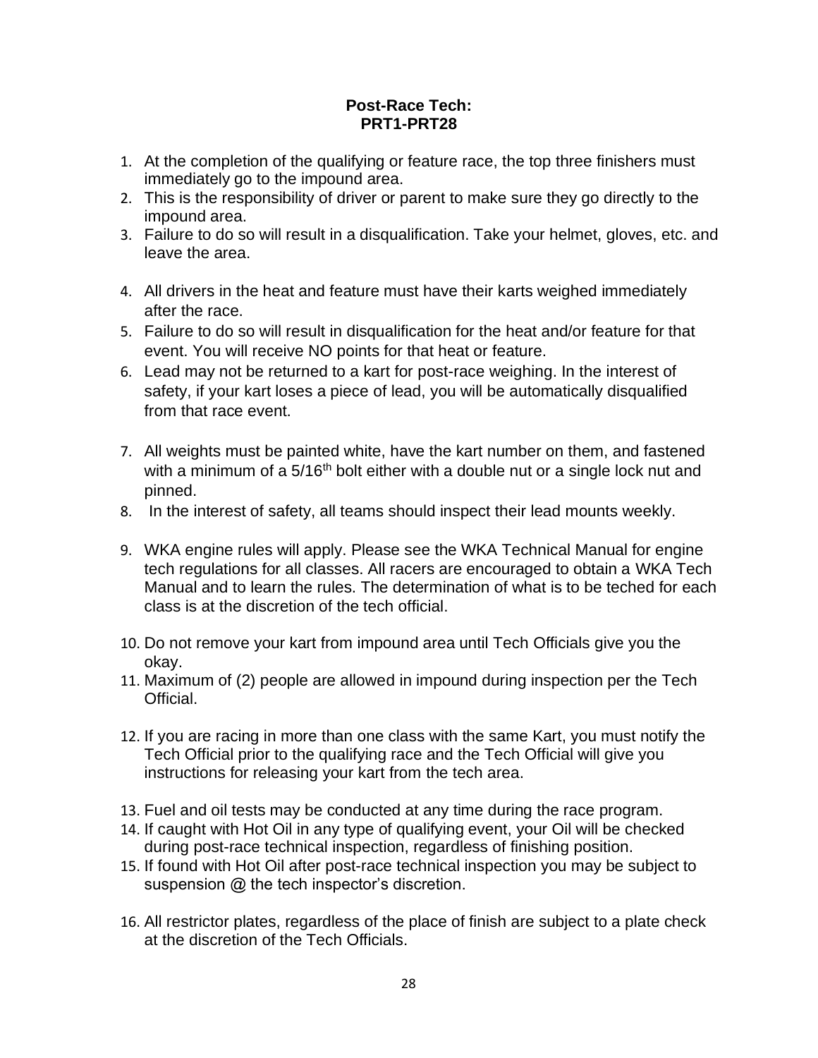**Post-Race Tech:**
**PRT1-PRT28**

1. At the completion of the qualifying or feature race, the top three finishers must immediately go to the impound area.
2. This is the responsibility of driver or parent to make sure they go directly to the impound area.
3. Failure to do so will result in a disqualification. Take your helmet, gloves, etc. and leave the area.

4. All drivers in the heat and feature must have their karts weighed immediately after the race.
5. Failure to do so will result in disqualification for the heat and/or feature for that event. You will receive NO points for that heat or feature.
6. Lead may not be returned to a kart for post-race weighing. In the interest of safety, if your kart loses a piece of lead, you will be automatically disqualified from that race event.

7. All weights must be painted white, have the kart number on them, and fastened with a minimum of a 5/16th bolt either with a double nut or a single lock nut and pinned.
8. In the interest of safety, all teams should inspect their lead mounts weekly.

9. WKA engine rules will apply. Please see the WKA Technical Manual for engine tech regulations for all classes. All racers are encouraged to obtain a WKA Tech Manual and to learn the rules. The determination of what is to be teched for each class is at the discretion of the tech official.

10. Do not remove your kart from impound area until Tech Officials give you the okay.
11. Maximum of (2) people are allowed in impound during inspection per the Tech Official.

12. If you are racing in more than one class with the same Kart, you must notify the Tech Official prior to the qualifying race and the Tech Official will give you instructions for releasing your kart from the tech area.

13. Fuel and oil tests may be conducted at any time during the race program.
14. If caught with Hot Oil in any type of qualifying event, your Oil will be checked during post-race technical inspection, regardless of finishing position.
15. If found with Hot Oil after post-race technical inspection you may be subject to suspension @ the tech inspector's discretion.

16. All restrictor plates, regardless of the place of finish are subject to a plate check at the discretion of the Tech Officials.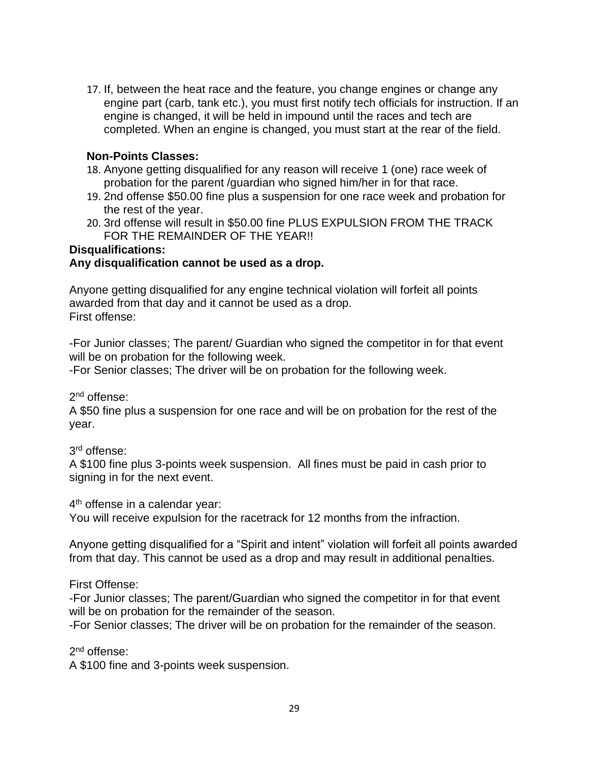17. If, between the heat race and the feature, you change engines or change any engine part (carb, tank etc.), you must first notify tech officials for instruction. If an engine is changed, it will be held in impound until the races and tech are completed. When an engine is changed, you must start at the rear of the field.

**Non-Points Classes:**

18. Anyone getting disqualified for any reason will receive 1 (one) race week of probation for the parent /guardian who signed him/her in for that race.
19. 2nd offense $50.00 fine plus a suspension for one race week and probation for the rest of the year.
20. 3rd offense will result in $50.00 fine PLUS EXPULSION FROM THE TRACK FOR THE REMAINDER OF THE YEAR!!

**Disqualifications:**

**Any disqualification cannot be used as a drop.**

Anyone getting disqualified for any engine technical violation will forfeit all points awarded from that day and it cannot be used as a drop.
First offense:

-For Junior classes; The parent/ Guardian who signed the competitor in for that event will be on probation for the following week.
-For Senior classes; The driver will be on probation for the following week.

2nd offense:
A $50 fine plus a suspension for one race and will be on probation for the rest of the year.

3rd offense:
A $100 fine plus 3-points week suspension. All fines must be paid in cash prior to signing in for the next event.

4th offense in a calendar year:
You will receive expulsion for the racetrack for 12 months from the infraction.

Anyone getting disqualified for a "Spirit and intent" violation will forfeit all points awarded from that day. This cannot be used as a drop and may result in additional penalties.

First Offense:
-For Junior classes; The parent/Guardian who signed the competitor in for that event will be on probation for the remainder of the season.
-For Senior classes; The driver will be on probation for the remainder of the season.

2nd offense:
A $100 fine and 3-points week suspension.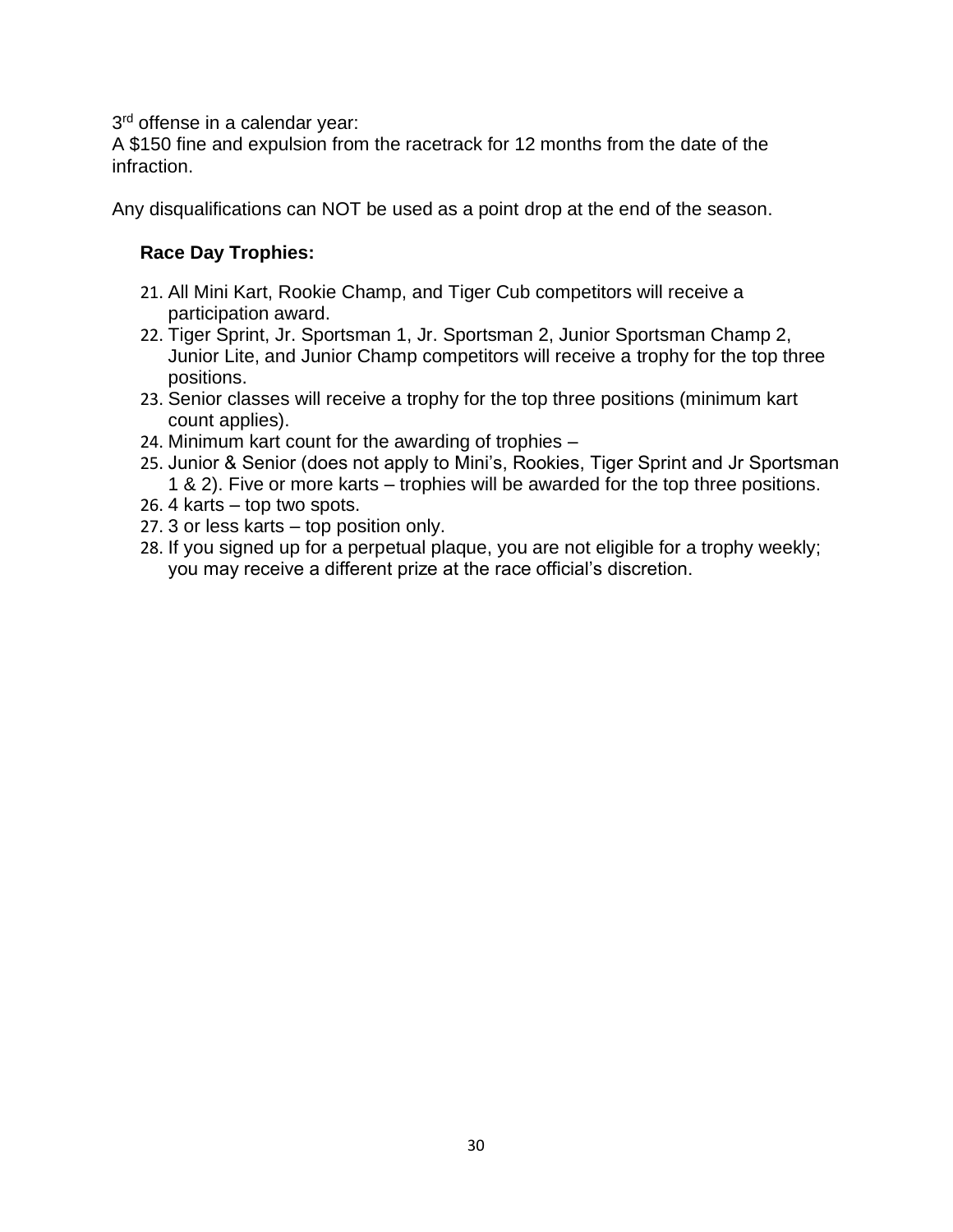3rd offense in a calendar year:
A $150 fine and expulsion from the racetrack for 12 months from the date of the infraction.

Any disqualifications can NOT be used as a point drop at the end of the season.

**Race Day Trophies:**

21. All Mini Kart, Rookie Champ, and Tiger Cub competitors will receive a participation award.
22. Tiger Sprint, Jr. Sportsman 1, Jr. Sportsman 2, Junior Sportsman Champ 2, Junior Lite, and Junior Champ competitors will receive a trophy for the top three positions.
23. Senior classes will receive a trophy for the top three positions (minimum kart count applies).
24. Minimum kart count for the awarding of trophies –
25. Junior & Senior (does not apply to Mini's, Rookies, Tiger Sprint and Jr Sportsman 1 & 2). Five or more karts – trophies will be awarded for the top three positions.
26. 4 karts – top two spots.
27. 3 or less karts – top position only.
28. If you signed up for a perpetual plaque, you are not eligible for a trophy weekly; you may receive a different prize at the race official's discretion.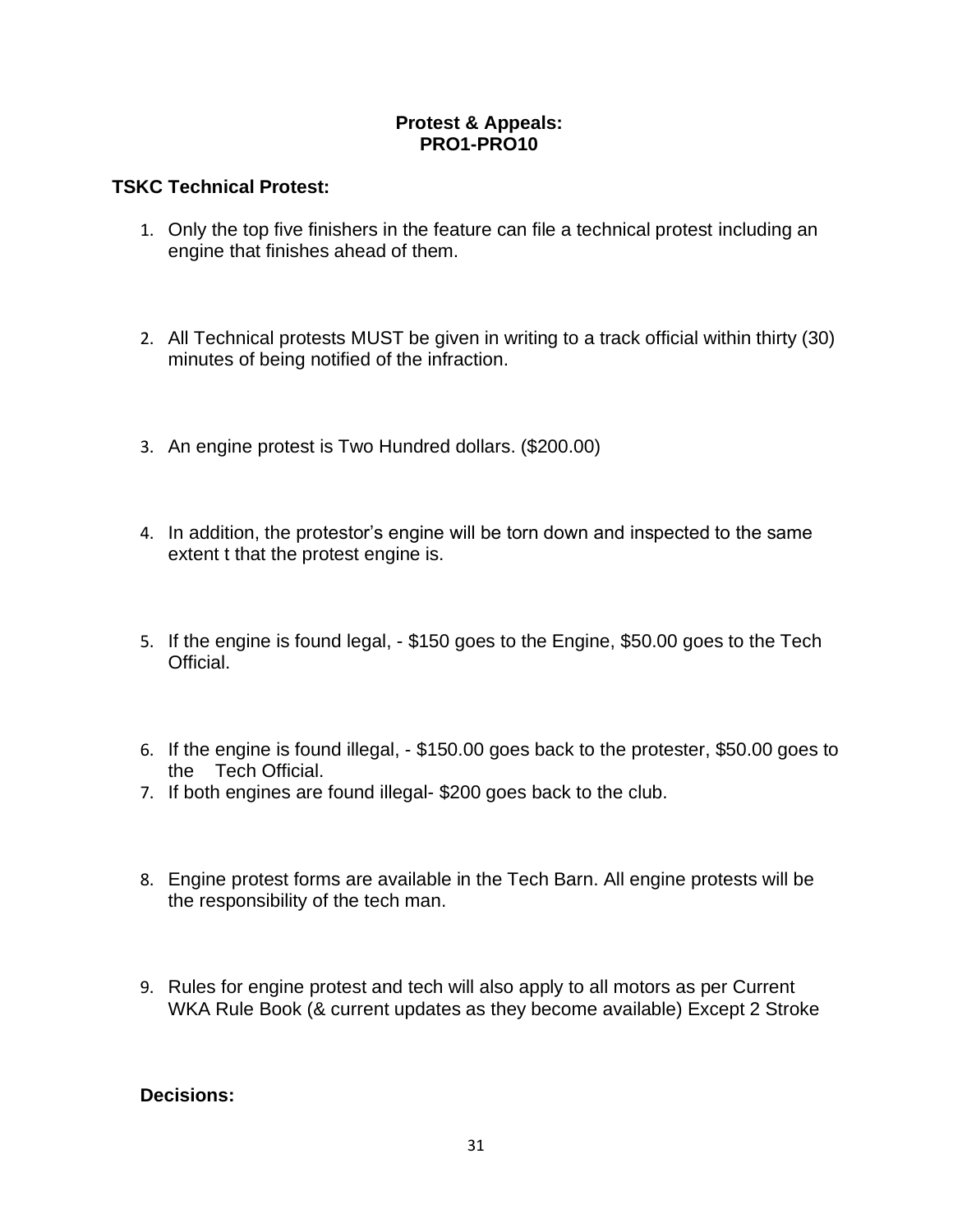**Protest & Appeals:**
**PRO1-PRO10**

**TSKC Technical Protest:**

1. Only the top five finishers in the feature can file a technical protest including an engine that finishes ahead of them.

2. All Technical protests MUST be given in writing to a track official within thirty (30) minutes of being notified of the infraction.

3. An engine protest is Two Hundred dollars. ($200.00)

4. In addition, the protestor's engine will be torn down and inspected to the same extent t that the protest engine is.

5. If the engine is found legal, - $150 goes to the Engine, $50.00 goes to the Tech Official.

6. If the engine is found illegal, - $150.00 goes back to the protester, $50.00 goes to the Tech Official.
7. If both engines are found illegal- $200 goes back to the club.

8. Engine protest forms are available in the Tech Barn. All engine protests will be the responsibility of the tech man.

9. Rules for engine protest and tech will also apply to all motors as per Current WKA Rule Book (& current updates as they become available) Except 2 Stroke

**Decisions:**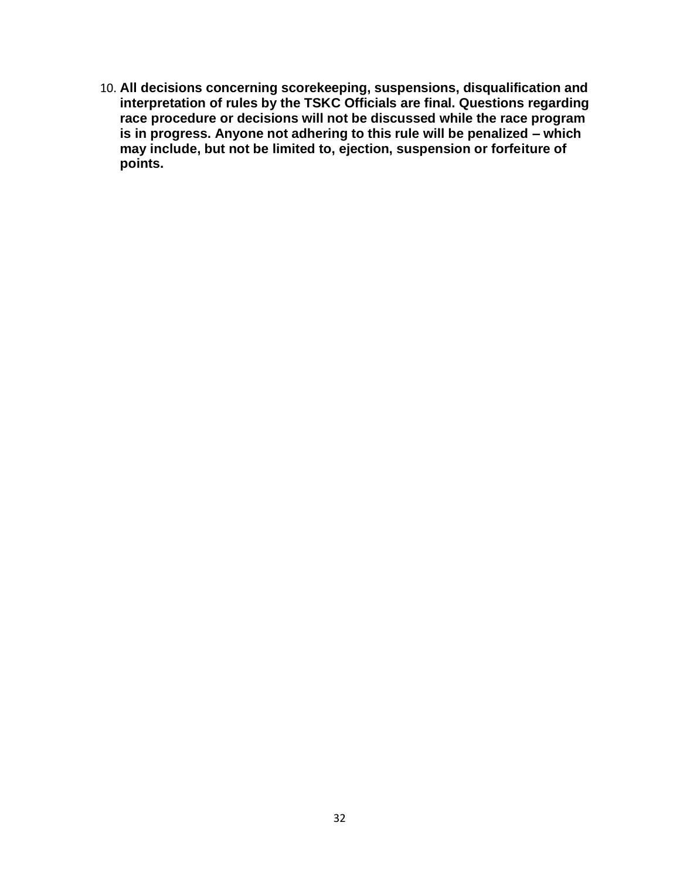10. **All decisions concerning scorekeeping, suspensions, disqualification and interpretation of rules by the TSKC Officials are final. Questions regarding race procedure or decisions will not be discussed while the race program is in progress. Anyone not adhering to this rule will be penalized – which may include, but not be limited to, ejection, suspension or forfeiture of points.**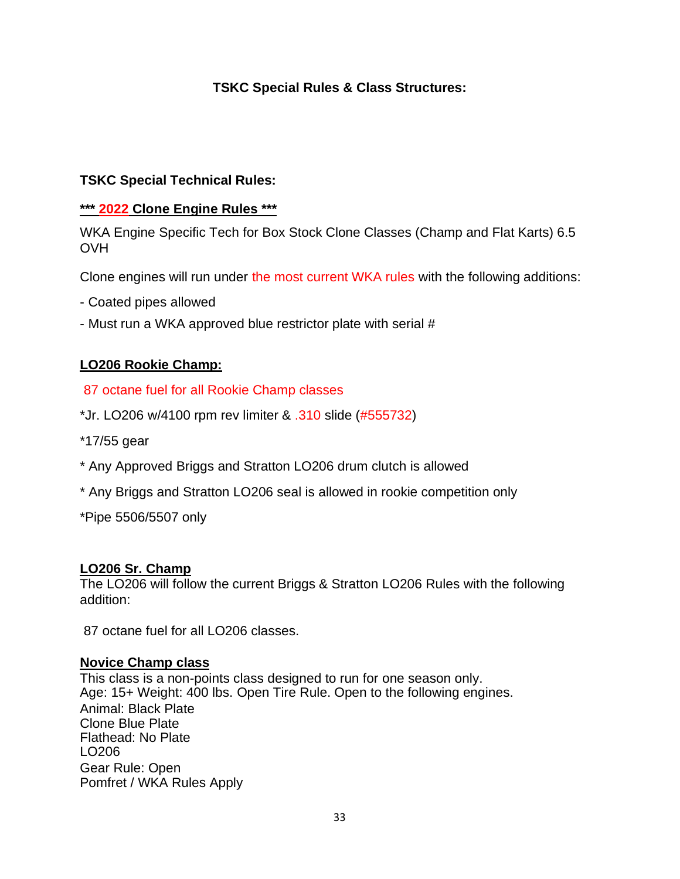**TSKC Special Rules & Class Structures:**

**TSKC Special Technical Rules:**

***** 2022 Clone Engine Rules *****

WKA Engine Specific Tech for Box Stock Clone Classes (Champ and Flat Karts) 6.5 OVH

Clone engines will run under the most current WKA rules with the following additions:

- Coated pipes allowed
- Must run a WKA approved blue restrictor plate with serial #

**LO206 Rookie Champ:**

87 octane fuel for all Rookie Champ classes

*Jr. LO206 w/4100 rpm rev limiter & .310 slide (#555732)

*17/55 gear

* Any Approved Briggs and Stratton LO206 drum clutch is allowed

* Any Briggs and Stratton LO206 seal is allowed in rookie competition only

*Pipe 5506/5507 only

**LO206 Sr. Champ**

The LO206 will follow the current Briggs & Stratton LO206 Rules with the following addition:

87 octane fuel for all LO206 classes.

**Novice Champ class**

This class is a non-points class designed to run for one season only.
Age: 15+ Weight: 400 lbs. Open Tire Rule. Open to the following engines.
Animal: Black Plate
Clone Blue Plate
Flathead: No Plate
LO206
Gear Rule: Open
Pomfret / WKA Rules Apply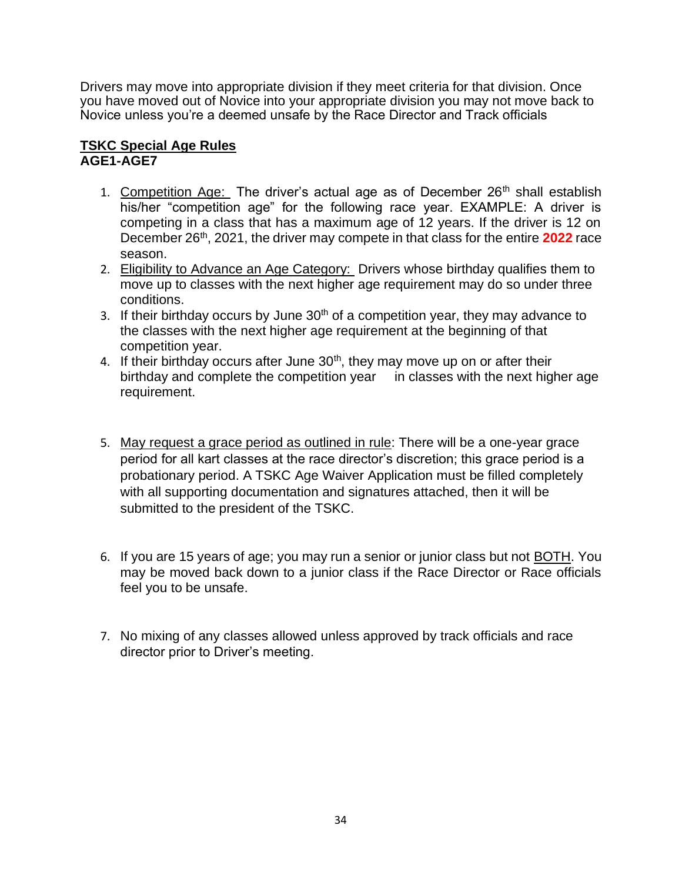Drivers may move into appropriate division if they meet criteria for that division. Once you have moved out of Novice into your appropriate division you may not move back to Novice unless you're a deemed unsafe by the Race Director and Track officials

**TSKC Special Age Rules**
**AGE1-AGE7**

1. Competition Age: The driver's actual age as of December 26th shall establish his/her "competition age" for the following race year. EXAMPLE: A driver is competing in a class that has a maximum age of 12 years. If the driver is 12 on December 26th, 2021, the driver may compete in that class for the entire **2022** race season.
2. Eligibility to Advance an Age Category: Drivers whose birthday qualifies them to move up to classes with the next higher age requirement may do so under three conditions.
3. If their birthday occurs by June 30th of a competition year, they may advance to the classes with the next higher age requirement at the beginning of that competition year.
4. If their birthday occurs after June 30th, they may move up on or after their birthday and complete the competition year in classes with the next higher age requirement.
5. May request a grace period as outlined in rule: There will be a one-year grace period for all kart classes at the race director's discretion; this grace period is a probationary period. A TSKC Age Waiver Application must be filled completely with all supporting documentation and signatures attached, then it will be submitted to the president of the TSKC.
6. If you are 15 years of age; you may run a senior or junior class but not BOTH. You may be moved back down to a junior class if the Race Director or Race officials feel you to be unsafe.
7. No mixing of any classes allowed unless approved by track officials and race director prior to Driver's meeting.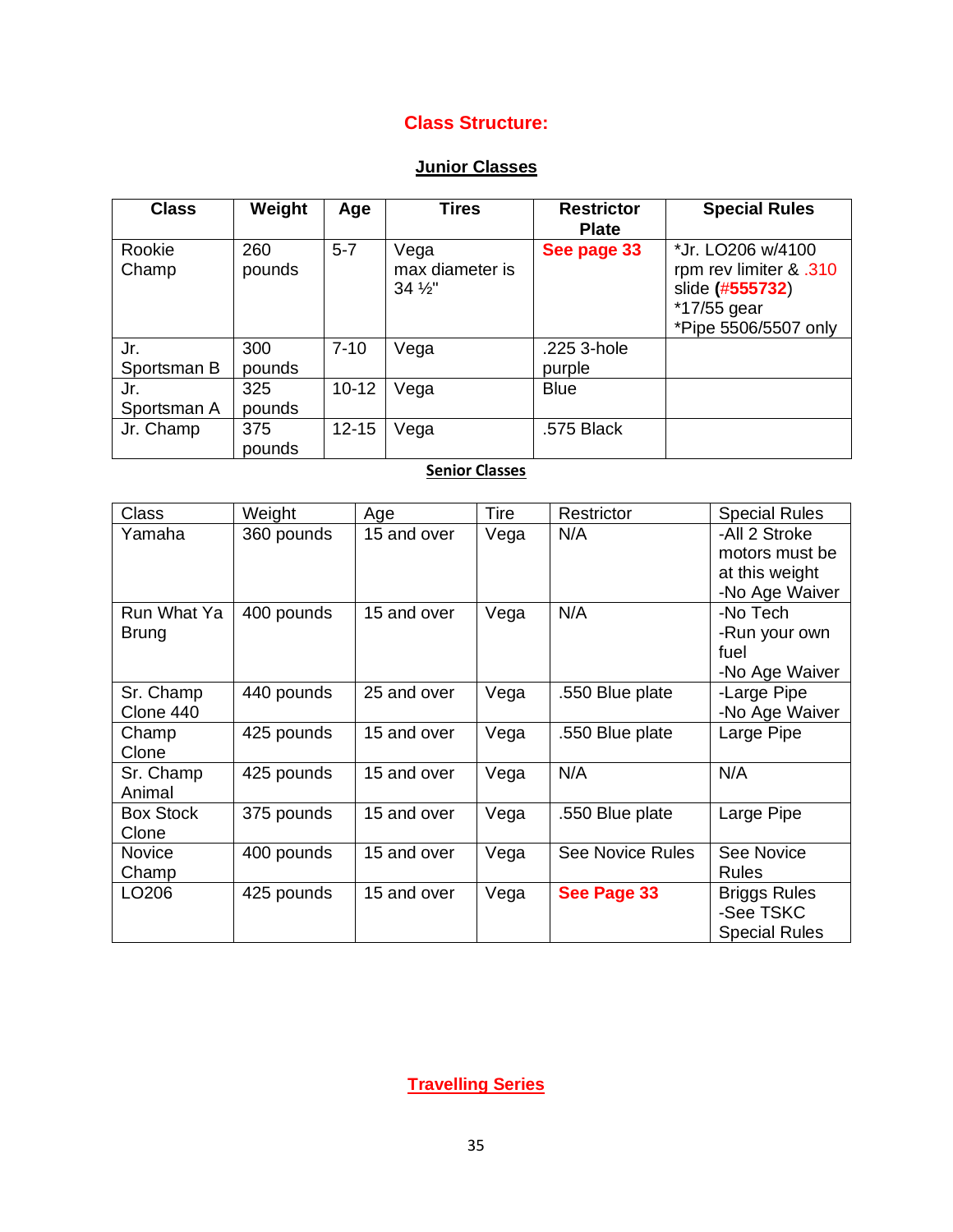## Class Structure:

### Junior Classes

| Class | Weight | Age | Tires | Restrictor Plate | Special Rules |
|---|---|---|---|---|---|
| Rookie Champ | 260 pounds | 5-7 | Vega max diameter is 34 ½" | **See page 33** | *Jr. LO206 w/4100 rpm rev limiter & .310 slide (**#555732**) *17/55 gear *Pipe 5506/5507 only |
| Jr. Sportsman B | 300 pounds | 7-10 | Vega | .225 3-hole purple | |
| Jr. Sportsman A | 325 pounds | 10-12 | Vega | Blue | |
| Jr. Champ | 375 pounds | 12-15 | Vega | .575 Black | |

### Senior Classes

| Class | Weight | Age | Tire | Restrictor | Special Rules |
|---|---|---|---|---|---|
| Yamaha | 360 pounds | 15 and over | Vega | N/A | -All 2 Stroke motors must be at this weight -No Age Waiver |
| Run What Ya Brung | 400 pounds | 15 and over | Vega | N/A | -No Tech -Run your own fuel -No Age Waiver |
| Sr. Champ Clone 440 | 440 pounds | 25 and over | Vega | .550 Blue plate | -Large Pipe -No Age Waiver |
| Champ Clone | 425 pounds | 15 and over | Vega | .550 Blue plate | Large Pipe |
| Sr. Champ Animal | 425 pounds | 15 and over | Vega | N/A | N/A |
| Box Stock Clone | 375 pounds | 15 and over | Vega | .550 Blue plate | Large Pipe |
| Novice Champ | 400 pounds | 15 and over | Vega | See Novice Rules | See Novice Rules |
| LO206 | 425 pounds | 15 and over | Vega | **See Page 33** | Briggs Rules -See TSKC Special Rules |

## Travelling Series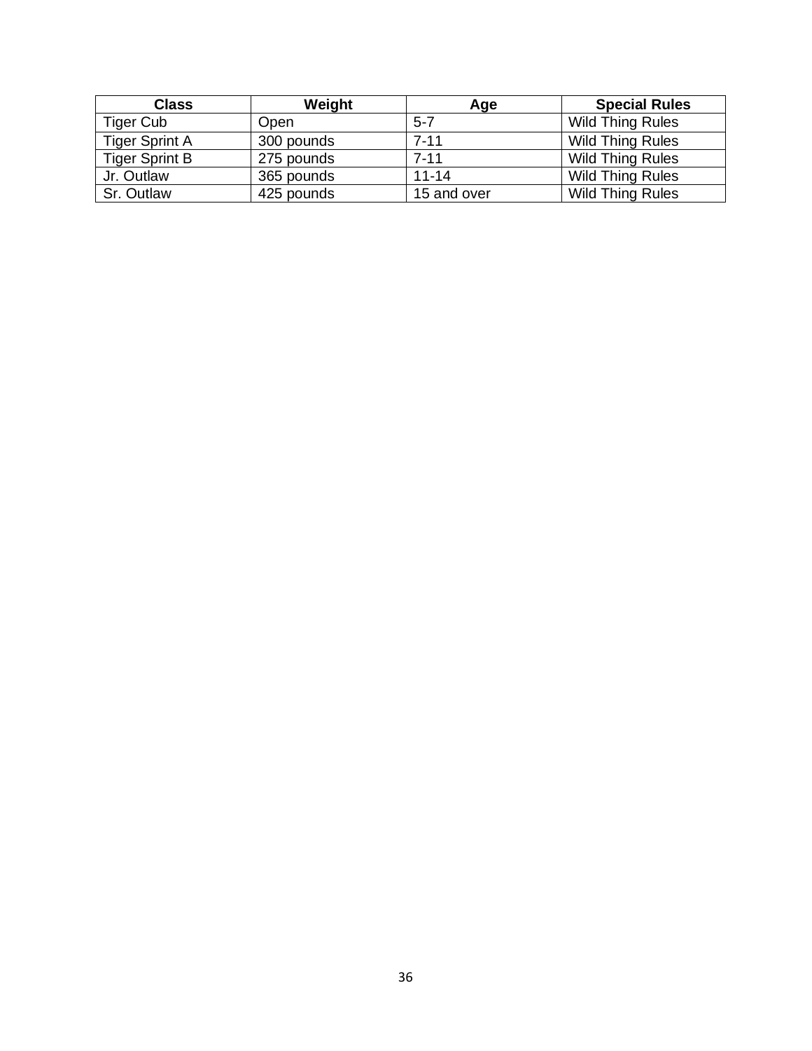| Class | Weight | Age | Special Rules |
| --- | --- | --- | --- |
| Tiger Cub | Open | 5-7 | Wild Thing Rules |
| Tiger Sprint A | 300 pounds | 7-11 | Wild Thing Rules |
| Tiger Sprint B | 275 pounds | 7-11 | Wild Thing Rules |
| Jr. Outlaw | 365 pounds | 11-14 | Wild Thing Rules |
| Sr. Outlaw | 425 pounds | 15 and over | Wild Thing Rules |